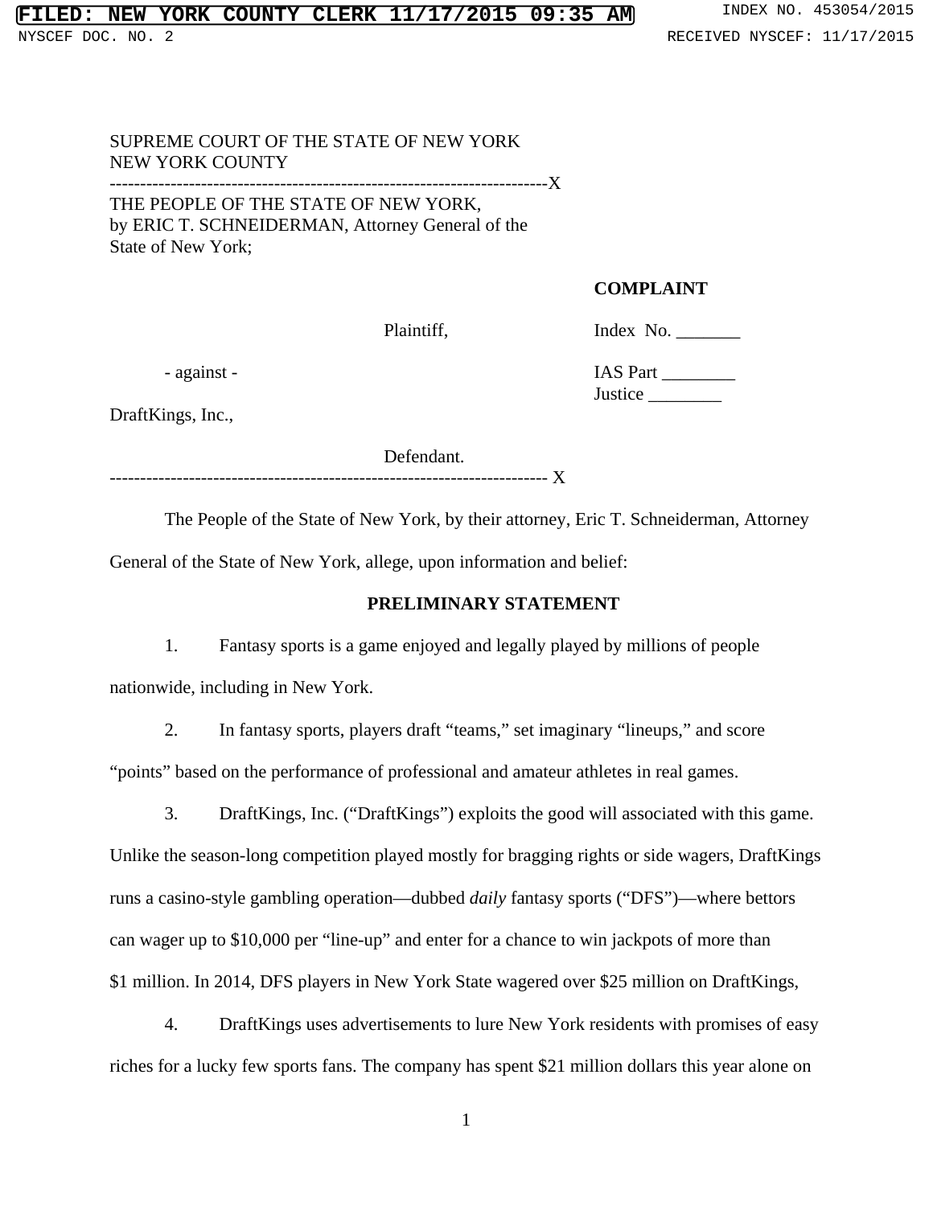SUPREME COURT OF THE STATE OF NEW YORK
NEW YORK COUNTY

---

THE PEOPLE OF THE STATE OF NEW YORK, by ERIC T. SCHNEIDERMAN, Attorney General of the State of New York;

Plaintiff,

- against -

DraftKings, Inc.,

Defendant.

---

**COMPLAINT**

Index No. _______

IAS Part ________
Justice ________

The People of the State of New York, by their attorney, Eric T. Schneiderman, Attorney General of the State of New York, allege, upon information and belief:

**PRELIMINARY STATEMENT**

1. Fantasy sports is a game enjoyed and legally played by millions of people nationwide, including in New York.

2. In fantasy sports, players draft "teams," set imaginary "lineups," and score "points" based on the performance of professional and amateur athletes in real games.

3. DraftKings, Inc. ("DraftKings") exploits the good will associated with this game. Unlike the season-long competition played mostly for bragging rights or side wagers, DraftKings runs a casino-style gambling operation—dubbed *daily* fantasy sports ("DFS")—where bettors can wager up to $10,000 per "line-up" and enter for a chance to win jackpots of more than $1 million. In 2014, DFS players in New York State wagered over $25 million on DraftKings,

4. DraftKings uses advertisements to lure New York residents with promises of easy riches for a lucky few sports fans. The company has spent $21 million dollars this year alone on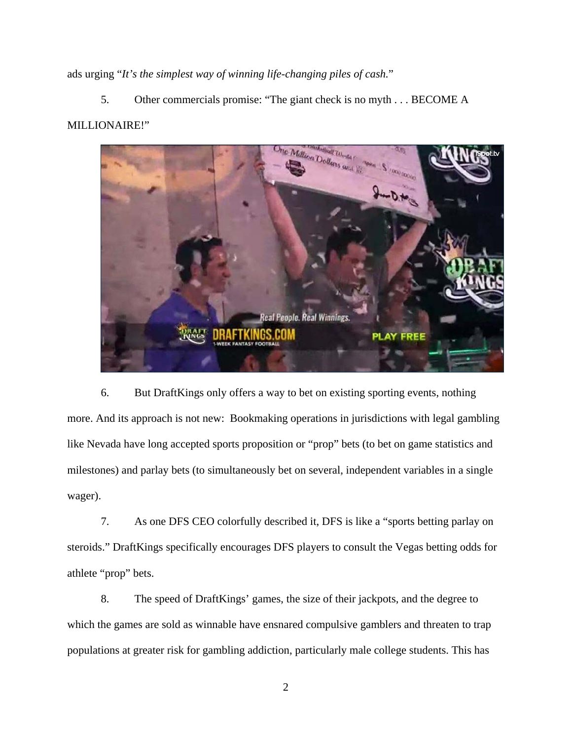ads urging "*It's the simplest way of winning life-changing piles of cash.*"

5. Other commercials promise: "The giant check is no myth . . . BECOME A MILLIONAIRE!"

6. But DraftKings only offers a way to bet on existing sporting events, nothing more. And its approach is not new: Bookmaking operations in jurisdictions with legal gambling like Nevada have long accepted sports proposition or "prop" bets (to bet on game statistics and milestones) and parlay bets (to simultaneously bet on several, independent variables in a single wager).

7. As one DFS CEO colorfully described it, DFS is like a "sports betting parlay on steroids." DraftKings specifically encourages DFS players to consult the Vegas betting odds for athlete "prop" bets.

8. The speed of DraftKings' games, the size of their jackpots, and the degree to which the games are sold as winnable have ensnared compulsive gamblers and threaten to trap populations at greater risk for gambling addiction, particularly male college students. This has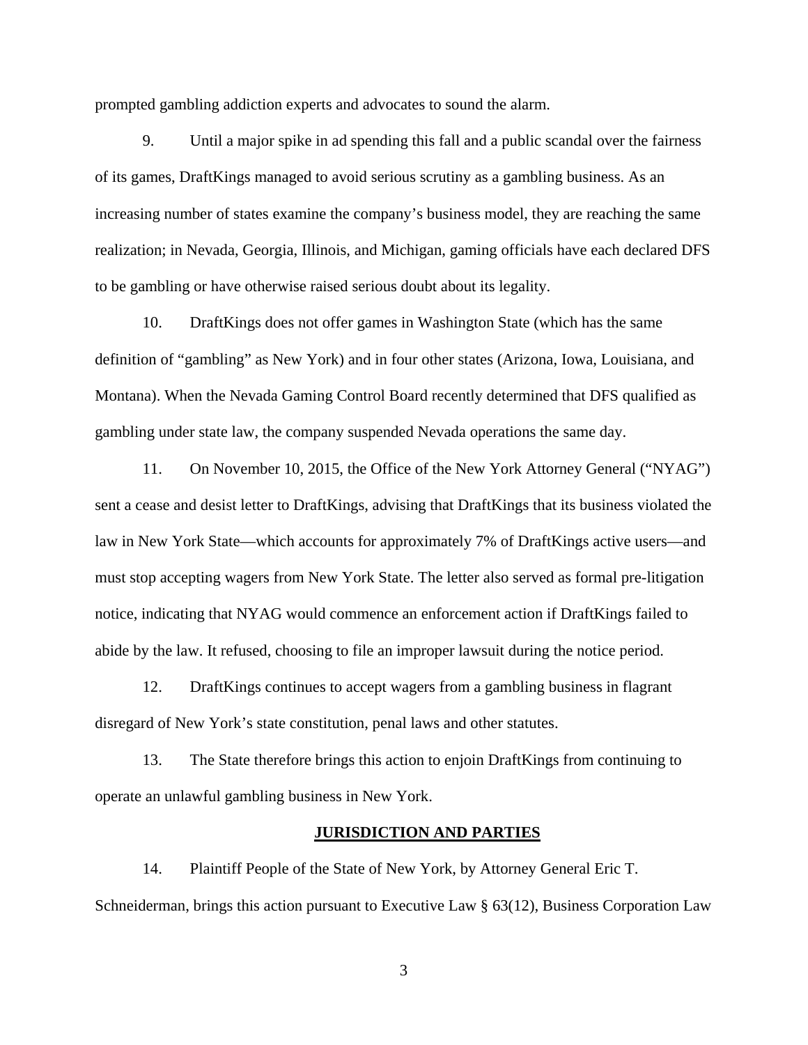prompted gambling addiction experts and advocates to sound the alarm.

9. Until a major spike in ad spending this fall and a public scandal over the fairness of its games, DraftKings managed to avoid serious scrutiny as a gambling business. As an increasing number of states examine the company's business model, they are reaching the same realization; in Nevada, Georgia, Illinois, and Michigan, gaming officials have each declared DFS to be gambling or have otherwise raised serious doubt about its legality.

10. DraftKings does not offer games in Washington State (which has the same definition of "gambling" as New York) and in four other states (Arizona, Iowa, Louisiana, and Montana). When the Nevada Gaming Control Board recently determined that DFS qualified as gambling under state law, the company suspended Nevada operations the same day.

11. On November 10, 2015, the Office of the New York Attorney General ("NYAG") sent a cease and desist letter to DraftKings, advising that DraftKings that its business violated the law in New York State—which accounts for approximately 7% of DraftKings active users—and must stop accepting wagers from New York State. The letter also served as formal pre-litigation notice, indicating that NYAG would commence an enforcement action if DraftKings failed to abide by the law. It refused, choosing to file an improper lawsuit during the notice period.

12. DraftKings continues to accept wagers from a gambling business in flagrant disregard of New York's state constitution, penal laws and other statutes.

13. The State therefore brings this action to enjoin DraftKings from continuing to operate an unlawful gambling business in New York.

## JURISDICTION AND PARTIES

14. Plaintiff People of the State of New York, by Attorney General Eric T. Schneiderman, brings this action pursuant to Executive Law § 63(12), Business Corporation Law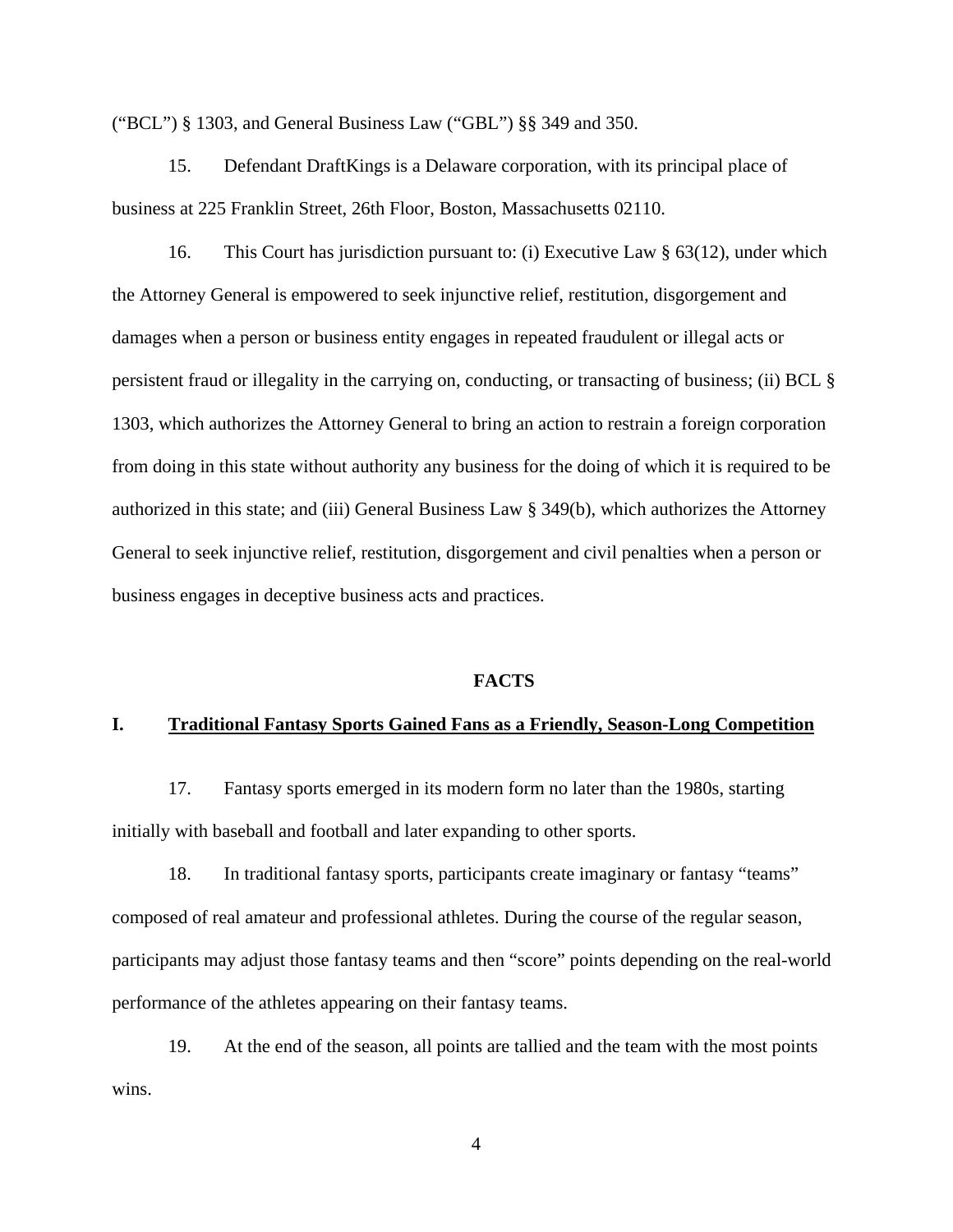("BCL") § 1303, and General Business Law ("GBL") §§ 349 and 350.

15. Defendant DraftKings is a Delaware corporation, with its principal place of business at 225 Franklin Street, 26th Floor, Boston, Massachusetts 02110.

16. This Court has jurisdiction pursuant to: (i) Executive Law § 63(12), under which the Attorney General is empowered to seek injunctive relief, restitution, disgorgement and damages when a person or business entity engages in repeated fraudulent or illegal acts or persistent fraud or illegality in the carrying on, conducting, or transacting of business; (ii) BCL § 1303, which authorizes the Attorney General to bring an action to restrain a foreign corporation from doing in this state without authority any business for the doing of which it is required to be authorized in this state; and (iii) General Business Law § 349(b), which authorizes the Attorney General to seek injunctive relief, restitution, disgorgement and civil penalties when a person or business engages in deceptive business acts and practices.

## FACTS

### I. Traditional Fantasy Sports Gained Fans as a Friendly, Season-Long Competition

17. Fantasy sports emerged in its modern form no later than the 1980s, starting initially with baseball and football and later expanding to other sports.

18. In traditional fantasy sports, participants create imaginary or fantasy "teams" composed of real amateur and professional athletes. During the course of the regular season, participants may adjust those fantasy teams and then "score" points depending on the real-world performance of the athletes appearing on their fantasy teams.

19. At the end of the season, all points are tallied and the team with the most points wins.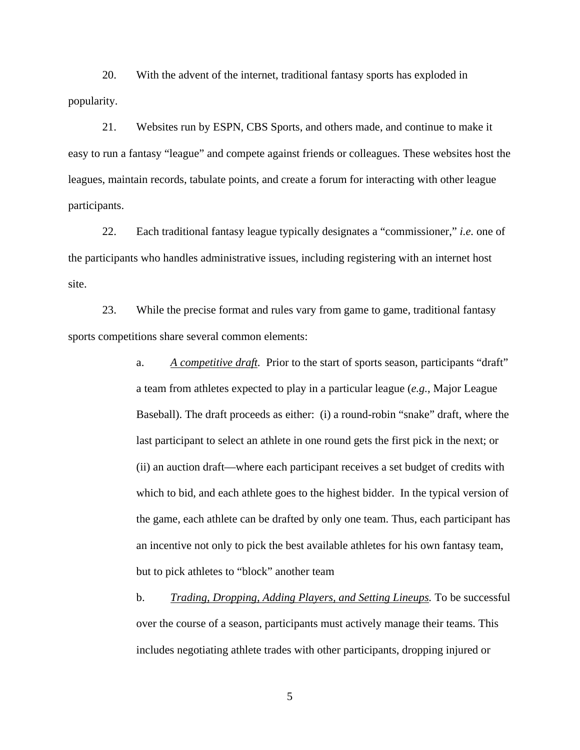20. With the advent of the internet, traditional fantasy sports has exploded in popularity.

21. Websites run by ESPN, CBS Sports, and others made, and continue to make it easy to run a fantasy "league" and compete against friends or colleagues. These websites host the leagues, maintain records, tabulate points, and create a forum for interacting with other league participants.

22. Each traditional fantasy league typically designates a "commissioner," *i.e.* one of the participants who handles administrative issues, including registering with an internet host site.

23. While the precise format and rules vary from game to game, traditional fantasy sports competitions share several common elements:

> a. *A competitive draft*. Prior to the start of sports season, participants "draft" a team from athletes expected to play in a particular league (*e.g.*, Major League Baseball). The draft proceeds as either: (i) a round-robin "snake" draft, where the last participant to select an athlete in one round gets the first pick in the next; or (ii) an auction draft—where each participant receives a set budget of credits with which to bid, and each athlete goes to the highest bidder. In the typical version of the game, each athlete can be drafted by only one team. Thus, each participant has an incentive not only to pick the best available athletes for his own fantasy team, but to pick athletes to "block" another team
>
> b. *Trading, Dropping, Adding Players, and Setting Lineups.* To be successful over the course of a season, participants must actively manage their teams. This includes negotiating athlete trades with other participants, dropping injured or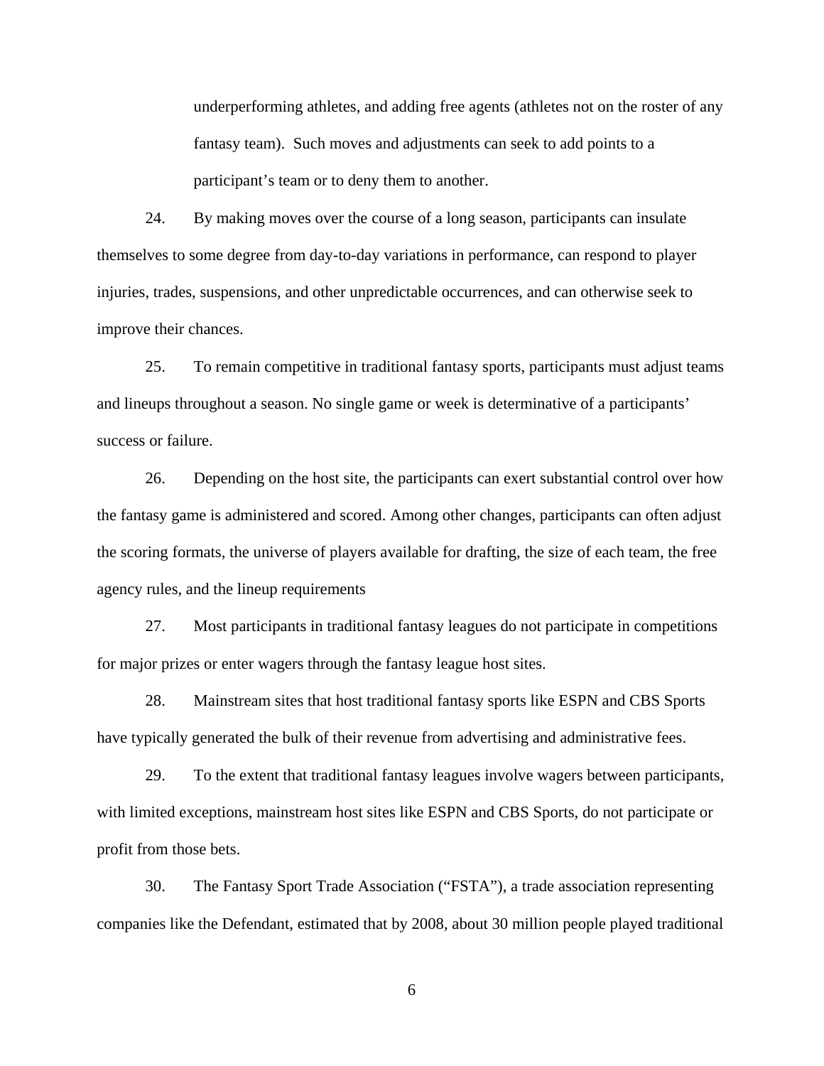underperforming athletes, and adding free agents (athletes not on the roster of any fantasy team). Such moves and adjustments can seek to add points to a participant's team or to deny them to another.

24. By making moves over the course of a long season, participants can insulate themselves to some degree from day-to-day variations in performance, can respond to player injuries, trades, suspensions, and other unpredictable occurrences, and can otherwise seek to improve their chances.

25. To remain competitive in traditional fantasy sports, participants must adjust teams and lineups throughout a season. No single game or week is determinative of a participants' success or failure.

26. Depending on the host site, the participants can exert substantial control over how the fantasy game is administered and scored. Among other changes, participants can often adjust the scoring formats, the universe of players available for drafting, the size of each team, the free agency rules, and the lineup requirements

27. Most participants in traditional fantasy leagues do not participate in competitions for major prizes or enter wagers through the fantasy league host sites.

28. Mainstream sites that host traditional fantasy sports like ESPN and CBS Sports have typically generated the bulk of their revenue from advertising and administrative fees.

29. To the extent that traditional fantasy leagues involve wagers between participants, with limited exceptions, mainstream host sites like ESPN and CBS Sports, do not participate or profit from those bets.

30. The Fantasy Sport Trade Association ("FSTA"), a trade association representing companies like the Defendant, estimated that by 2008, about 30 million people played traditional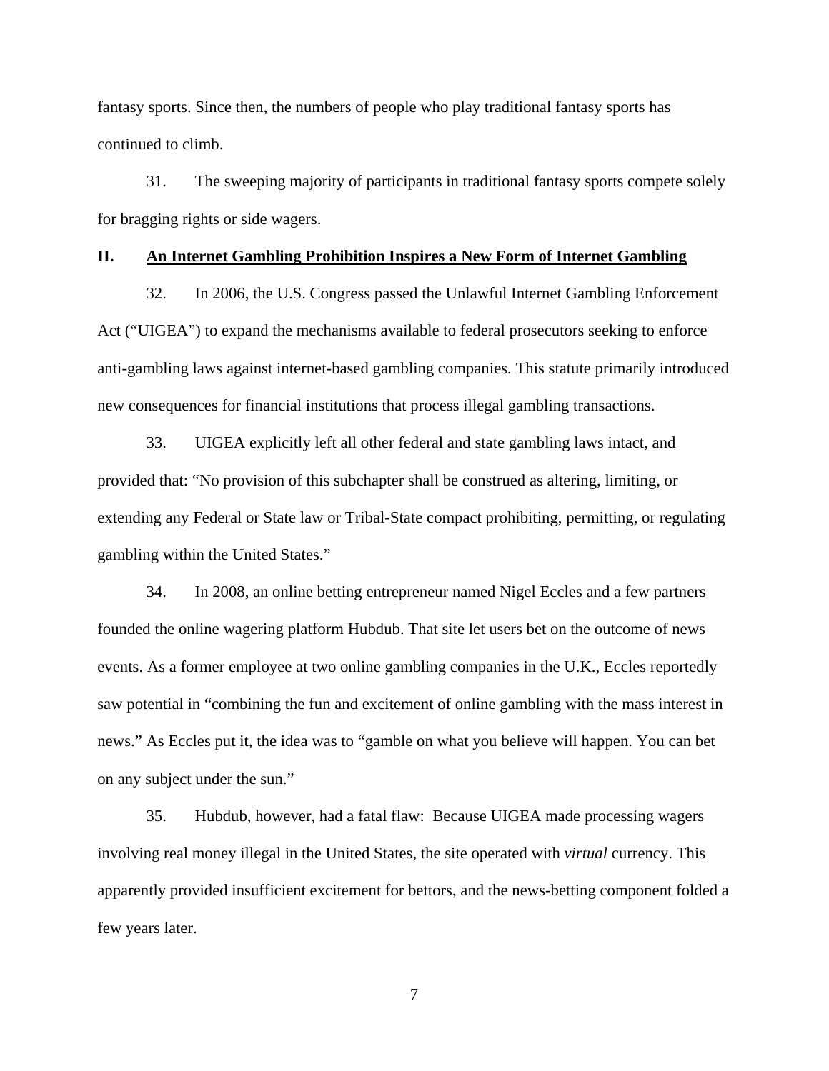fantasy sports. Since then, the numbers of people who play traditional fantasy sports has continued to climb.

31. The sweeping majority of participants in traditional fantasy sports compete solely for bragging rights or side wagers.

## II. <u>An Internet Gambling Prohibition Inspires a New Form of Internet Gambling</u>

32. In 2006, the U.S. Congress passed the Unlawful Internet Gambling Enforcement Act ("UIGEA") to expand the mechanisms available to federal prosecutors seeking to enforce anti-gambling laws against internet-based gambling companies. This statute primarily introduced new consequences for financial institutions that process illegal gambling transactions.

33. UIGEA explicitly left all other federal and state gambling laws intact, and provided that: "No provision of this subchapter shall be construed as altering, limiting, or extending any Federal or State law or Tribal-State compact prohibiting, permitting, or regulating gambling within the United States."

34. In 2008, an online betting entrepreneur named Nigel Eccles and a few partners founded the online wagering platform Hubdub. That site let users bet on the outcome of news events. As a former employee at two online gambling companies in the U.K., Eccles reportedly saw potential in "combining the fun and excitement of online gambling with the mass interest in news." As Eccles put it, the idea was to "gamble on what you believe will happen. You can bet on any subject under the sun."

35. Hubdub, however, had a fatal flaw: Because UIGEA made processing wagers involving real money illegal in the United States, the site operated with *virtual* currency. This apparently provided insufficient excitement for bettors, and the news-betting component folded a few years later.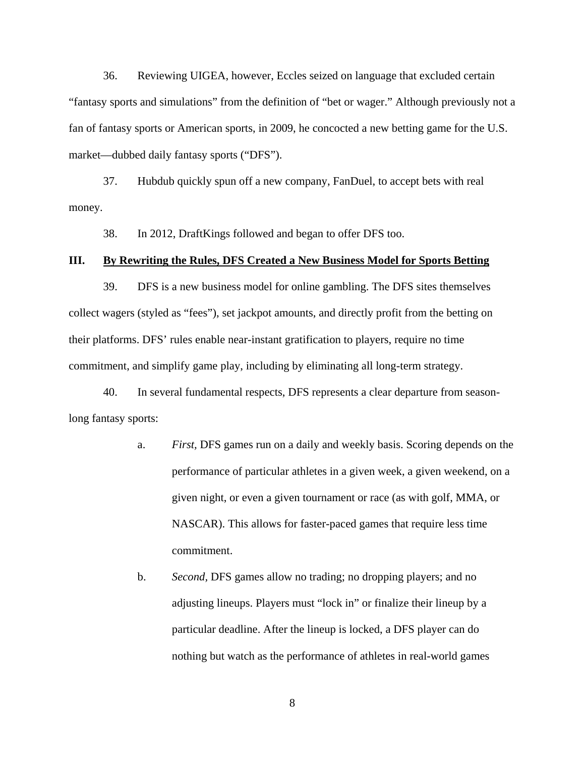36. Reviewing UIGEA, however, Eccles seized on language that excluded certain "fantasy sports and simulations" from the definition of "bet or wager." Although previously not a fan of fantasy sports or American sports, in 2009, he concocted a new betting game for the U.S. market—dubbed daily fantasy sports ("DFS").

37. Hubdub quickly spun off a new company, FanDuel, to accept bets with real money.

38. In 2012, DraftKings followed and began to offer DFS too.

## III. <u>By Rewriting the Rules, DFS Created a New Business Model for Sports Betting</u>

39. DFS is a new business model for online gambling. The DFS sites themselves collect wagers (styled as "fees"), set jackpot amounts, and directly profit from the betting on their platforms. DFS' rules enable near-instant gratification to players, require no time commitment, and simplify game play, including by eliminating all long-term strategy.

40. In several fundamental respects, DFS represents a clear departure from season-long fantasy sports:

a. *First,* DFS games run on a daily and weekly basis. Scoring depends on the performance of particular athletes in a given week, a given weekend, on a given night, or even a given tournament or race (as with golf, MMA, or NASCAR). This allows for faster-paced games that require less time commitment.

b. *Second,* DFS games allow no trading; no dropping players; and no adjusting lineups. Players must "lock in" or finalize their lineup by a particular deadline. After the lineup is locked, a DFS player can do nothing but watch as the performance of athletes in real-world games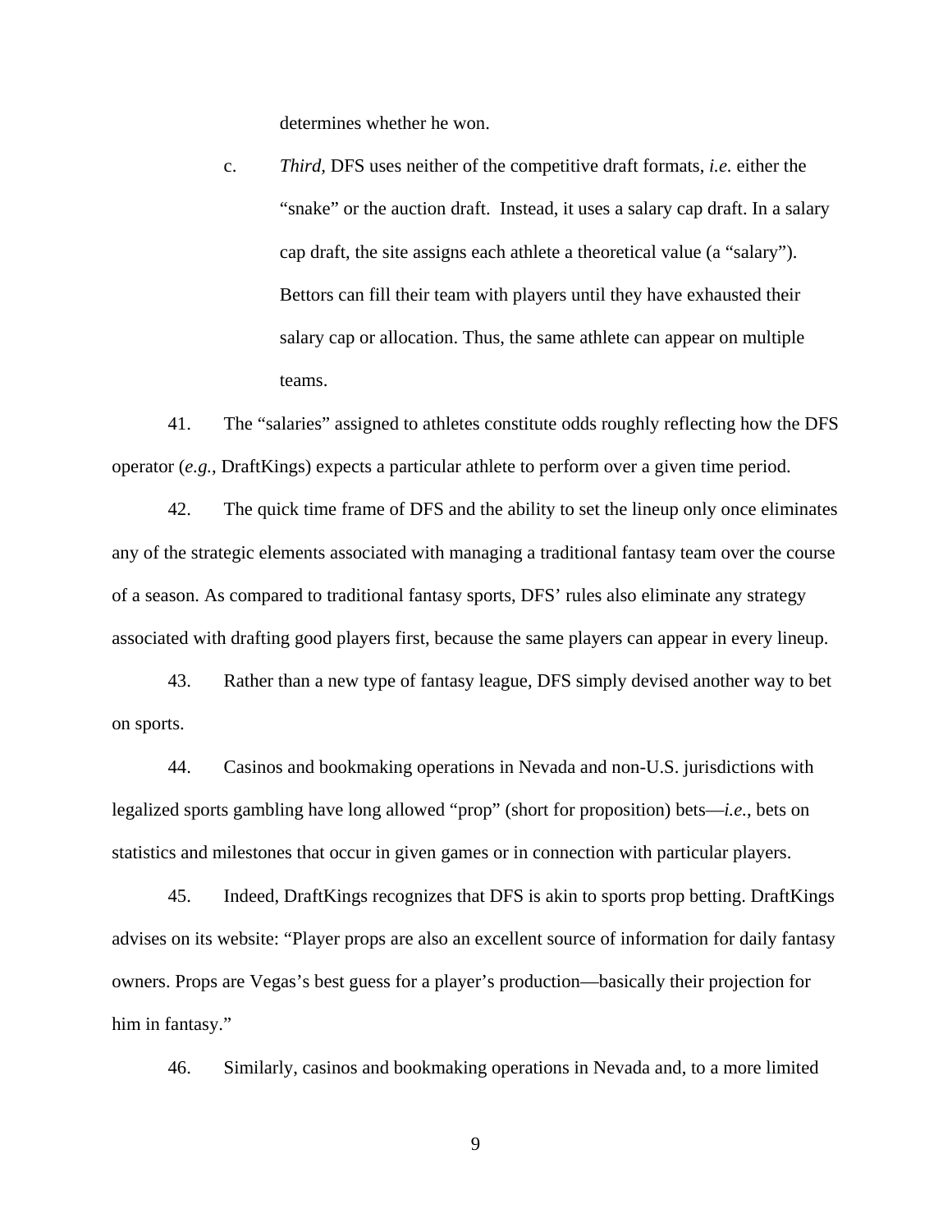determines whether he won.

c. *Third*, DFS uses neither of the competitive draft formats, *i.e.* either the "snake" or the auction draft. Instead, it uses a salary cap draft. In a salary cap draft, the site assigns each athlete a theoretical value (a "salary"). Bettors can fill their team with players until they have exhausted their salary cap or allocation. Thus, the same athlete can appear on multiple teams.

41. The "salaries" assigned to athletes constitute odds roughly reflecting how the DFS operator (*e.g.*, DraftKings) expects a particular athlete to perform over a given time period.

42. The quick time frame of DFS and the ability to set the lineup only once eliminates any of the strategic elements associated with managing a traditional fantasy team over the course of a season. As compared to traditional fantasy sports, DFS' rules also eliminate any strategy associated with drafting good players first, because the same players can appear in every lineup.

43. Rather than a new type of fantasy league, DFS simply devised another way to bet on sports.

44. Casinos and bookmaking operations in Nevada and non-U.S. jurisdictions with legalized sports gambling have long allowed "prop" (short for proposition) bets—*i.e.*, bets on statistics and milestones that occur in given games or in connection with particular players.

45. Indeed, DraftKings recognizes that DFS is akin to sports prop betting. DraftKings advises on its website: "Player props are also an excellent source of information for daily fantasy owners. Props are Vegas's best guess for a player's production—basically their projection for him in fantasy."

46. Similarly, casinos and bookmaking operations in Nevada and, to a more limited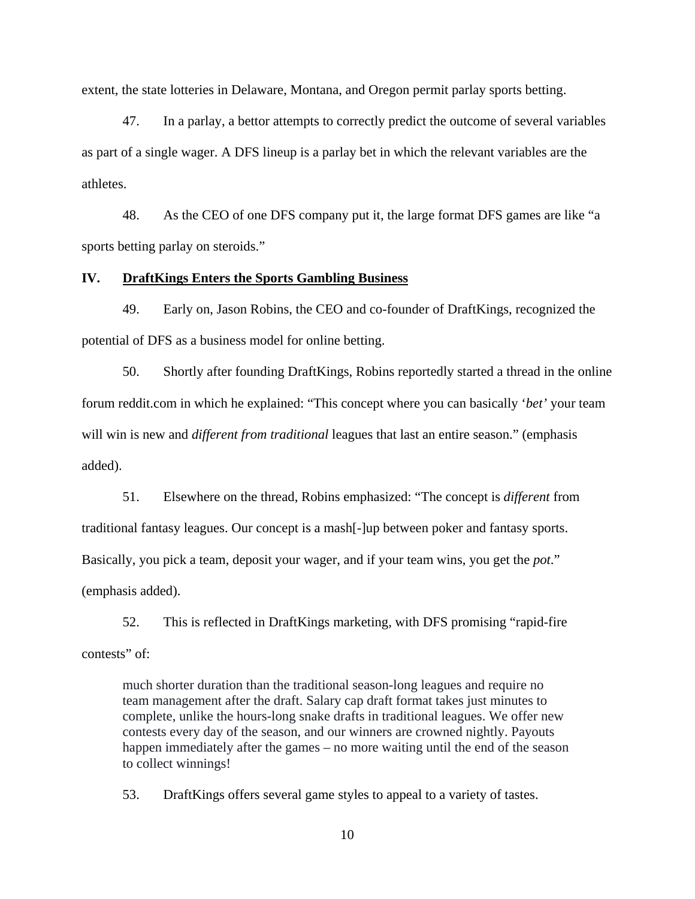extent, the state lotteries in Delaware, Montana, and Oregon permit parlay sports betting.

47. In a parlay, a bettor attempts to correctly predict the outcome of several variables as part of a single wager. A DFS lineup is a parlay bet in which the relevant variables are the athletes.

48. As the CEO of one DFS company put it, the large format DFS games are like "a sports betting parlay on steroids."

## IV. <u>DraftKings Enters the Sports Gambling Business</u>

49. Early on, Jason Robins, the CEO and co-founder of DraftKings, recognized the potential of DFS as a business model for online betting.

50. Shortly after founding DraftKings, Robins reportedly started a thread in the online forum reddit.com in which he explained: "This concept where you can basically '*bet'* your team will win is new and *different from traditional* leagues that last an entire season." (emphasis added).

51. Elsewhere on the thread, Robins emphasized: "The concept is *different* from traditional fantasy leagues. Our concept is a mash[-]up between poker and fantasy sports. Basically, you pick a team, deposit your wager, and if your team wins, you get the *pot*." (emphasis added).

52. This is reflected in DraftKings marketing, with DFS promising "rapid-fire contests" of:

> much shorter duration than the traditional season-long leagues and require no team management after the draft. Salary cap draft format takes just minutes to complete, unlike the hours-long snake drafts in traditional leagues. We offer new contests every day of the season, and our winners are crowned nightly. Payouts happen immediately after the games – no more waiting until the end of the season to collect winnings!

53. DraftKings offers several game styles to appeal to a variety of tastes.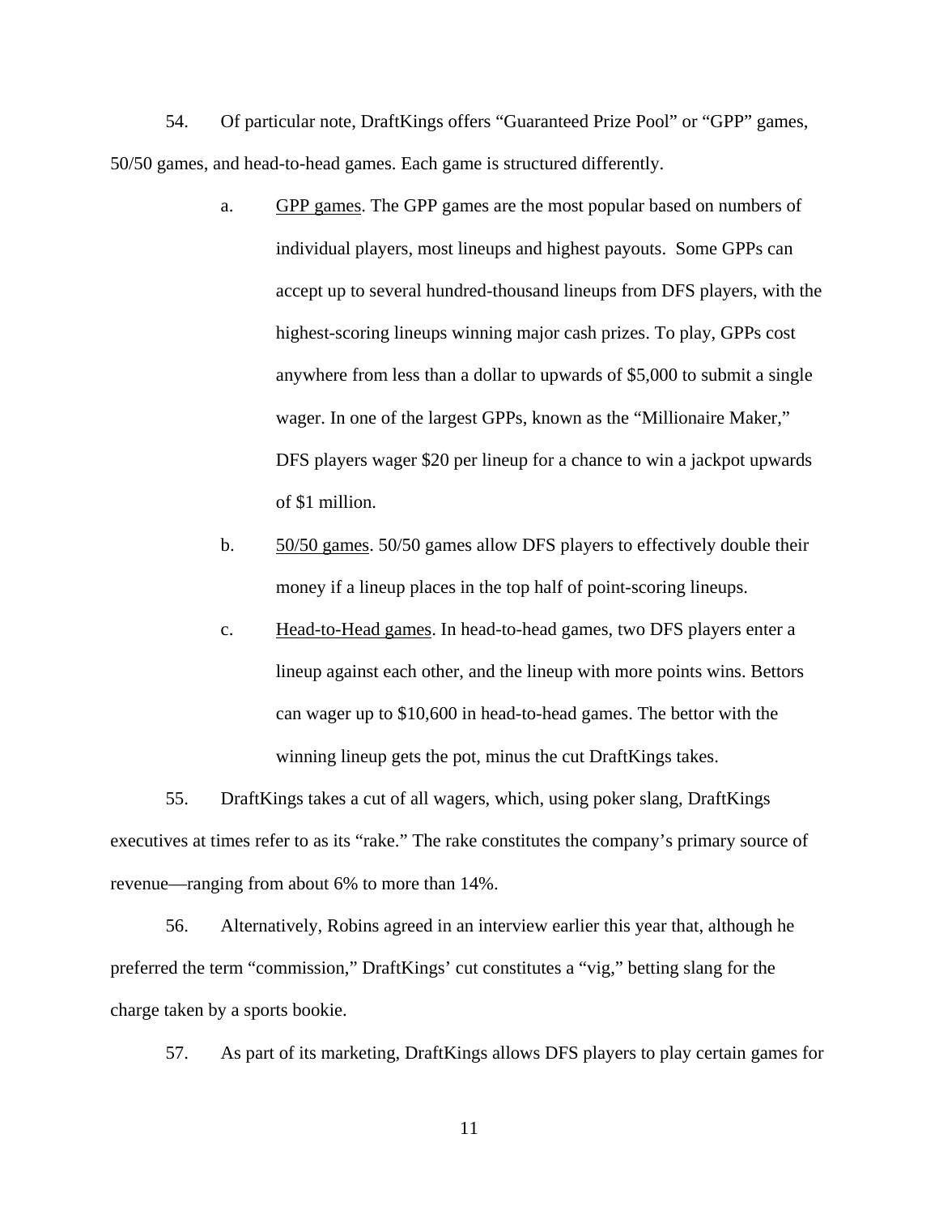54. Of particular note, DraftKings offers "Guaranteed Prize Pool" or "GPP" games, 50/50 games, and head-to-head games. Each game is structured differently.

   a. GPP games. The GPP games are the most popular based on numbers of individual players, most lineups and highest payouts. Some GPPs can accept up to several hundred-thousand lineups from DFS players, with the highest-scoring lineups winning major cash prizes. To play, GPPs cost anywhere from less than a dollar to upwards of $5,000 to submit a single wager. In one of the largest GPPs, known as the "Millionaire Maker," DFS players wager $20 per lineup for a chance to win a jackpot upwards of $1 million.

   b. 50/50 games. 50/50 games allow DFS players to effectively double their money if a lineup places in the top half of point-scoring lineups.

   c. Head-to-Head games. In head-to-head games, two DFS players enter a lineup against each other, and the lineup with more points wins. Bettors can wager up to $10,600 in head-to-head games. The bettor with the winning lineup gets the pot, minus the cut DraftKings takes.

55. DraftKings takes a cut of all wagers, which, using poker slang, DraftKings executives at times refer to as its "rake." The rake constitutes the company's primary source of revenue—ranging from about 6% to more than 14%.

56. Alternatively, Robins agreed in an interview earlier this year that, although he preferred the term "commission," DraftKings' cut constitutes a "vig," betting slang for the charge taken by a sports bookie.

57. As part of its marketing, DraftKings allows DFS players to play certain games for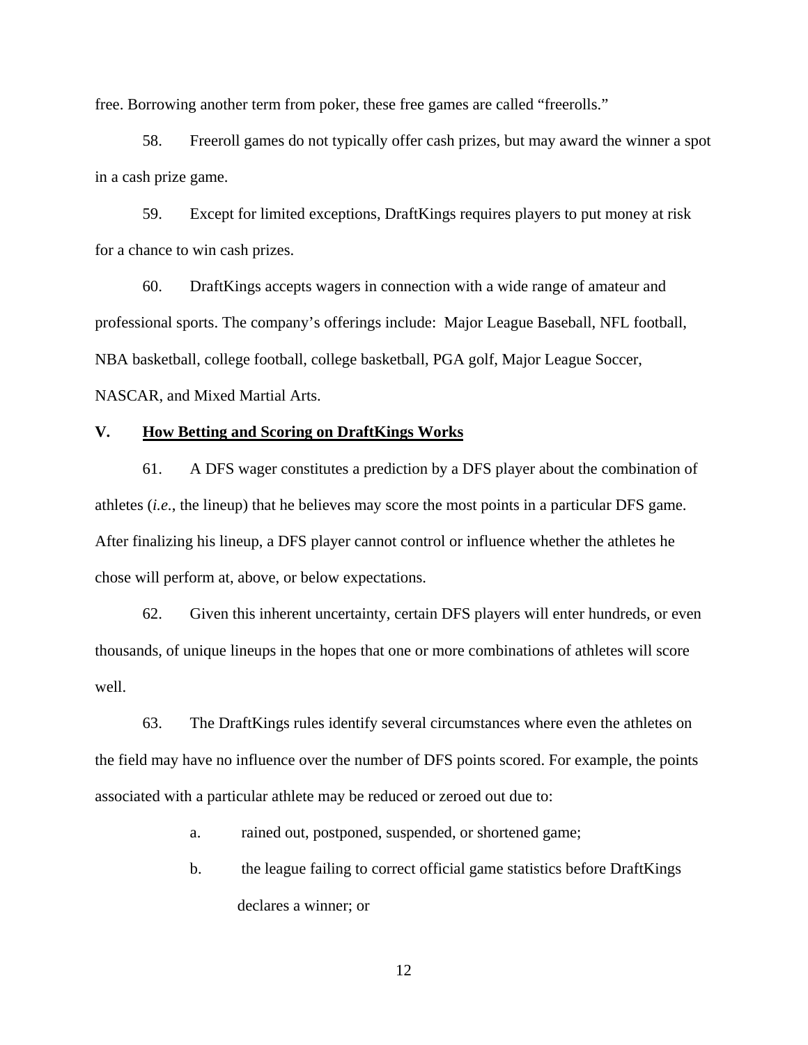free. Borrowing another term from poker, these free games are called "freerolls."

58. Freeroll games do not typically offer cash prizes, but may award the winner a spot in a cash prize game.

59. Except for limited exceptions, DraftKings requires players to put money at risk for a chance to win cash prizes.

60. DraftKings accepts wagers in connection with a wide range of amateur and professional sports. The company's offerings include: Major League Baseball, NFL football, NBA basketball, college football, college basketball, PGA golf, Major League Soccer, NASCAR, and Mixed Martial Arts.

## V. <u>How Betting and Scoring on DraftKings Works</u>

61. A DFS wager constitutes a prediction by a DFS player about the combination of athletes (*i.e.*, the lineup) that he believes may score the most points in a particular DFS game. After finalizing his lineup, a DFS player cannot control or influence whether the athletes he chose will perform at, above, or below expectations.

62. Given this inherent uncertainty, certain DFS players will enter hundreds, or even thousands, of unique lineups in the hopes that one or more combinations of athletes will score well.

63. The DraftKings rules identify several circumstances where even the athletes on the field may have no influence over the number of DFS points scored. For example, the points associated with a particular athlete may be reduced or zeroed out due to:

a. rained out, postponed, suspended, or shortened game;

b. the league failing to correct official game statistics before DraftKings declares a winner; or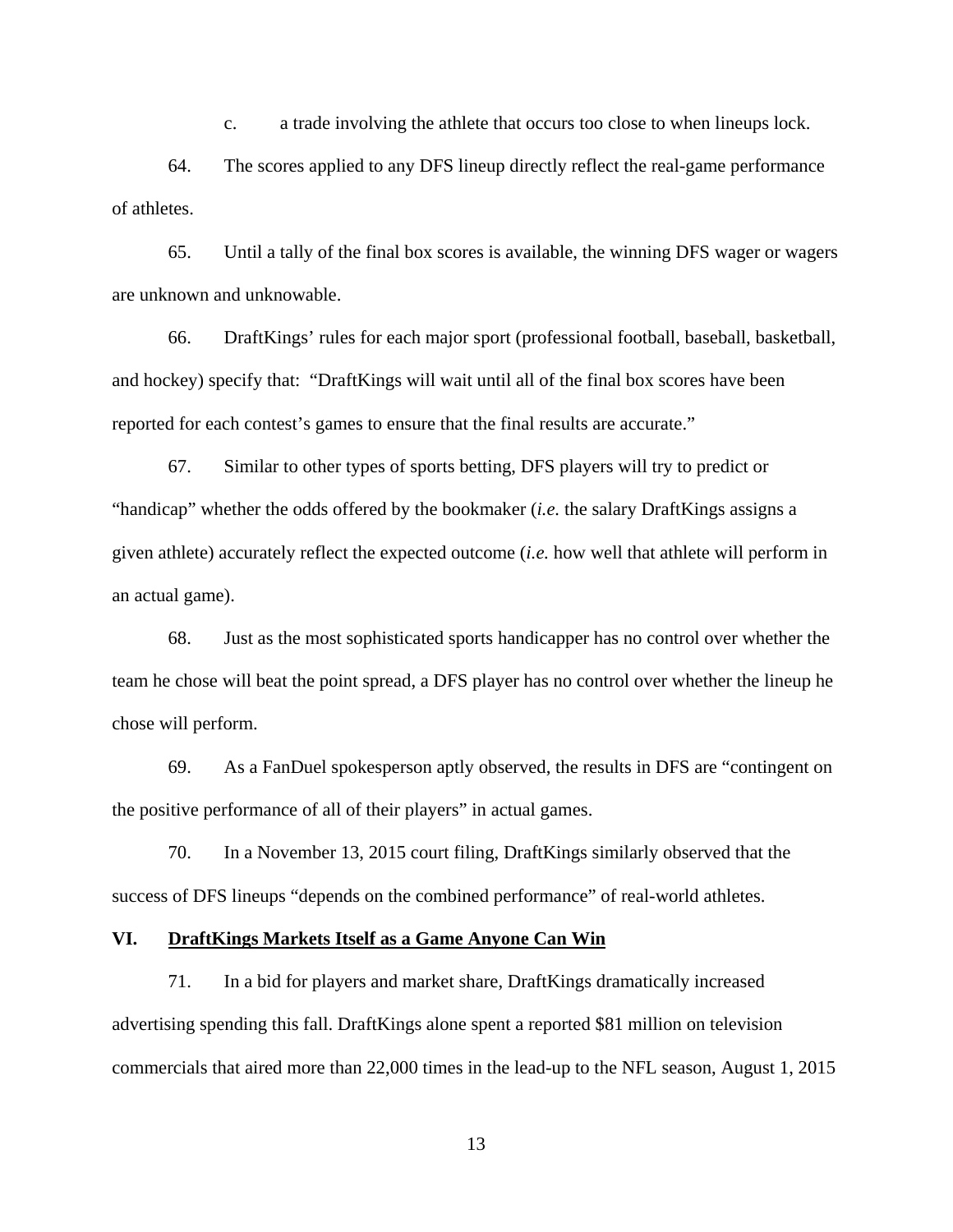c. a trade involving the athlete that occurs too close to when lineups lock.

64. The scores applied to any DFS lineup directly reflect the real-game performance of athletes.

65. Until a tally of the final box scores is available, the winning DFS wager or wagers are unknown and unknowable.

66. DraftKings' rules for each major sport (professional football, baseball, basketball, and hockey) specify that: "DraftKings will wait until all of the final box scores have been reported for each contest's games to ensure that the final results are accurate."

67. Similar to other types of sports betting, DFS players will try to predict or "handicap" whether the odds offered by the bookmaker (*i.e.* the salary DraftKings assigns a given athlete) accurately reflect the expected outcome (*i.e.* how well that athlete will perform in an actual game).

68. Just as the most sophisticated sports handicapper has no control over whether the team he chose will beat the point spread, a DFS player has no control over whether the lineup he chose will perform.

69. As a FanDuel spokesperson aptly observed, the results in DFS are "contingent on the positive performance of all of their players" in actual games.

70. In a November 13, 2015 court filing, DraftKings similarly observed that the success of DFS lineups "depends on the combined performance" of real-world athletes.

## VI. <u>DraftKings Markets Itself as a Game Anyone Can Win</u>

71. In a bid for players and market share, DraftKings dramatically increased advertising spending this fall. DraftKings alone spent a reported $81 million on television commercials that aired more than 22,000 times in the lead-up to the NFL season, August 1, 2015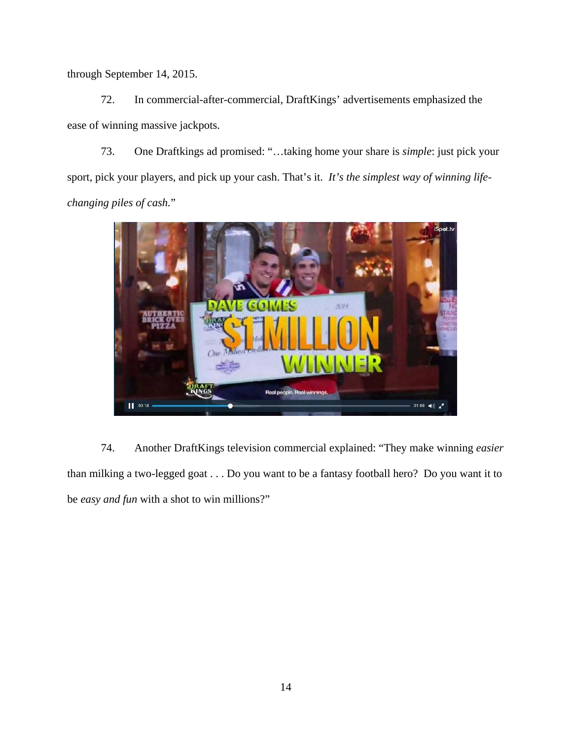through September 14, 2015.

72. In commercial-after-commercial, DraftKings' advertisements emphasized the ease of winning massive jackpots.

73. One Draftkings ad promised: "…taking home your share is *simple*: just pick your sport, pick your players, and pick up your cash. That's it. *It's the simplest way of winning life-changing piles of cash.*"

74. Another DraftKings television commercial explained: "They make winning *easier* than milking a two-legged goat . . . Do you want to be a fantasy football hero? Do you want it to be *easy and fun* with a shot to win millions?"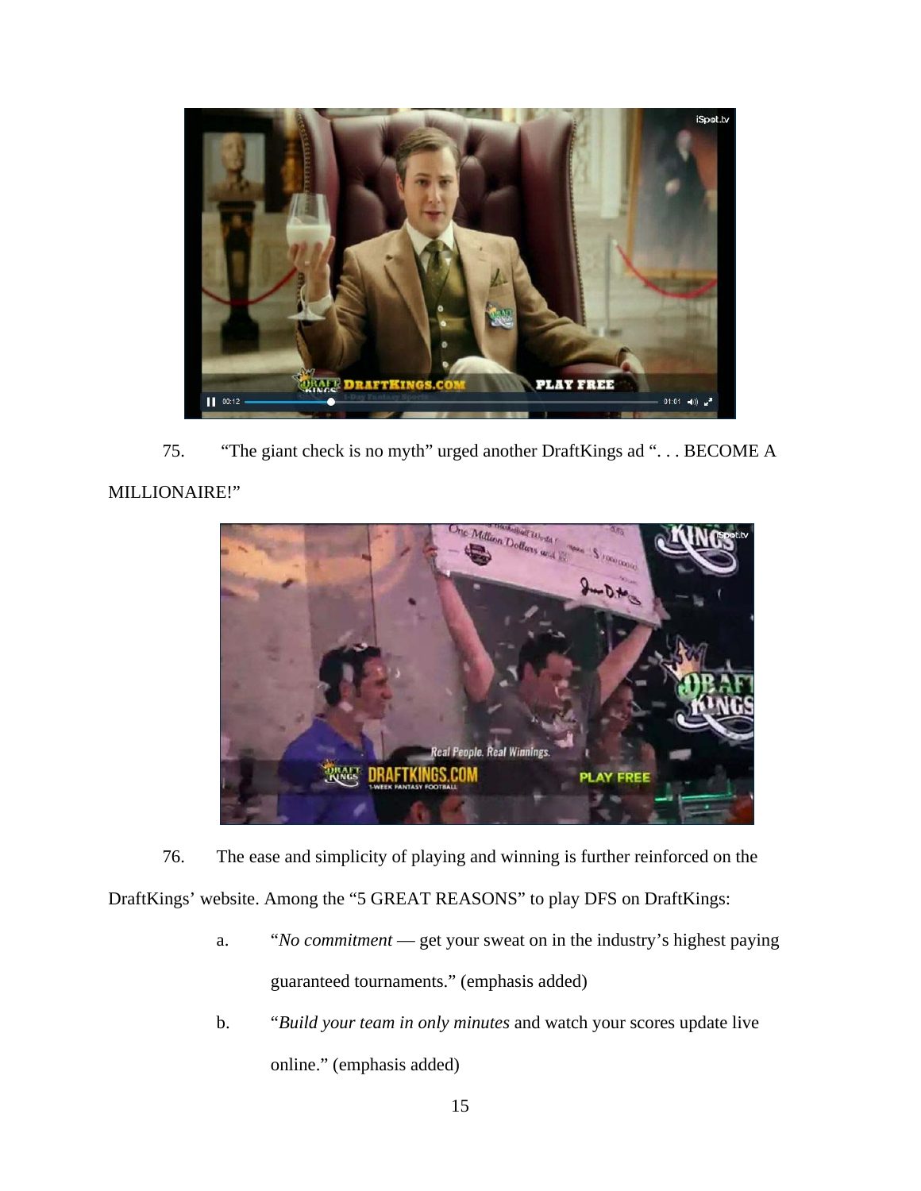75. "The giant check is no myth" urged another DraftKings ad ". . . BECOME A MILLIONAIRE!"

76. The ease and simplicity of playing and winning is further reinforced on the DraftKings' website. Among the "5 GREAT REASONS" to play DFS on DraftKings:

a. "*No commitment* — get your sweat on in the industry's highest paying guaranteed tournaments." (emphasis added)

b. "*Build your team in only minutes* and watch your scores update live online." (emphasis added)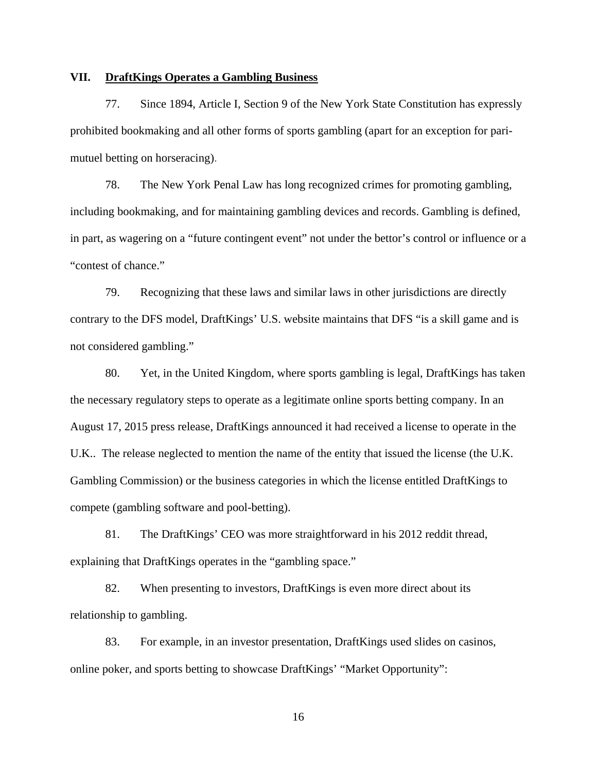## VII. <u>DraftKings Operates a Gambling Business</u>

77. Since 1894, Article I, Section 9 of the New York State Constitution has expressly prohibited bookmaking and all other forms of sports gambling (apart for an exception for pari-mutuel betting on horseracing).

78. The New York Penal Law has long recognized crimes for promoting gambling, including bookmaking, and for maintaining gambling devices and records. Gambling is defined, in part, as wagering on a "future contingent event" not under the bettor's control or influence or a "contest of chance."

79. Recognizing that these laws and similar laws in other jurisdictions are directly contrary to the DFS model, DraftKings' U.S. website maintains that DFS "is a skill game and is not considered gambling."

80. Yet, in the United Kingdom, where sports gambling is legal, DraftKings has taken the necessary regulatory steps to operate as a legitimate online sports betting company. In an August 17, 2015 press release, DraftKings announced it had received a license to operate in the U.K.. The release neglected to mention the name of the entity that issued the license (the U.K. Gambling Commission) or the business categories in which the license entitled DraftKings to compete (gambling software and pool-betting).

81. The DraftKings' CEO was more straightforward in his 2012 reddit thread, explaining that DraftKings operates in the "gambling space."

82. When presenting to investors, DraftKings is even more direct about its relationship to gambling.

83. For example, in an investor presentation, DraftKings used slides on casinos, online poker, and sports betting to showcase DraftKings' "Market Opportunity":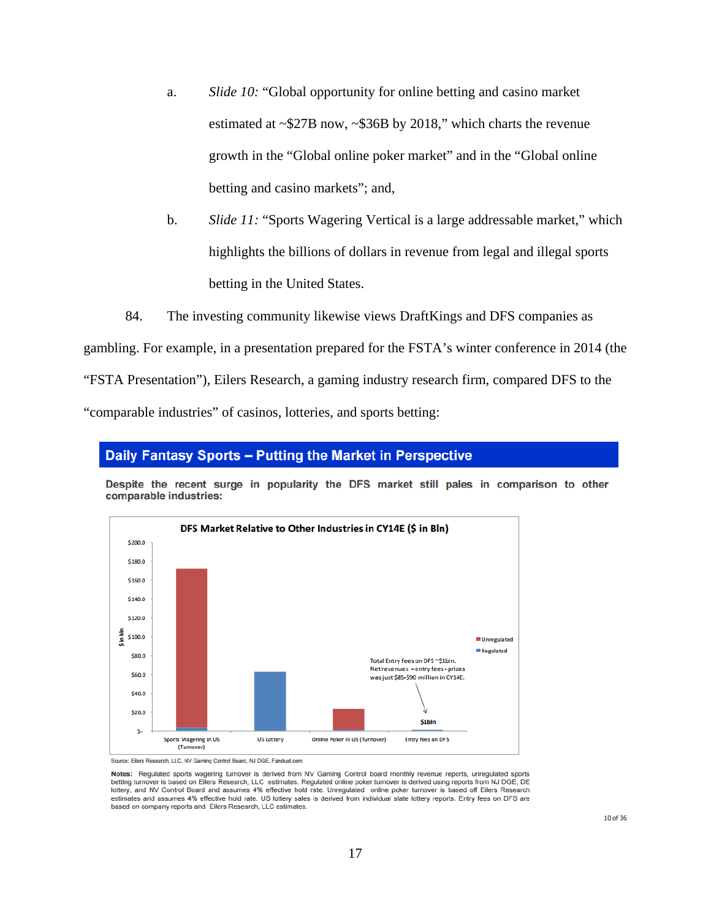a. *Slide 10:* "Global opportunity for online betting and casino market estimated at ~$27B now, ~$36B by 2018," which charts the revenue growth in the "Global online poker market" and in the "Global online betting and casino markets"; and,

b. *Slide 11:* "Sports Wagering Vertical is a large addressable market," which highlights the billions of dollars in revenue from legal and illegal sports betting in the United States.

84. The investing community likewise views DraftKings and DFS companies as gambling. For example, in a presentation prepared for the FSTA's winter conference in 2014 (the "FSTA Presentation"), Eilers Research, a gaming industry research firm, compared DFS to the "comparable industries" of casinos, lotteries, and sports betting:

**Daily Fantasy Sports – Putting the Market in Perspective**

**Despite the recent surge in popularity the DFS market still pales in comparison to other comparable industries:**

**DFS Market Relative to Other Industries in CY14E ($ in Bln)**

Total Entry fees on DFS ~$1bln. Netrevenues =entry fees - prizes was just $85-$90 million in CY14E.

Source: Eilers Research, LLC, NV Gaming Control Board, NJ DGE, Fanduel.com

**Notes:** Regulated sports wagering turnover is derived from NV Gaming Control board monthly revenue reports, unregulated sports betting turnover is based on Eilers Research, LLC estimates. Regulated online poker turnover is derived using reports from NJ DGE, DE lottery, and NV Control Board and assumes 4% effective hold rate. Unregulated online poker turnover is based off Eilers Research estimates and assumes 4% effective hold rate. US lottery sales is derived from individual state lottery reports. Entry fees on DFS are based on company reports and Eilers Research, LLC estimates.

10 of 36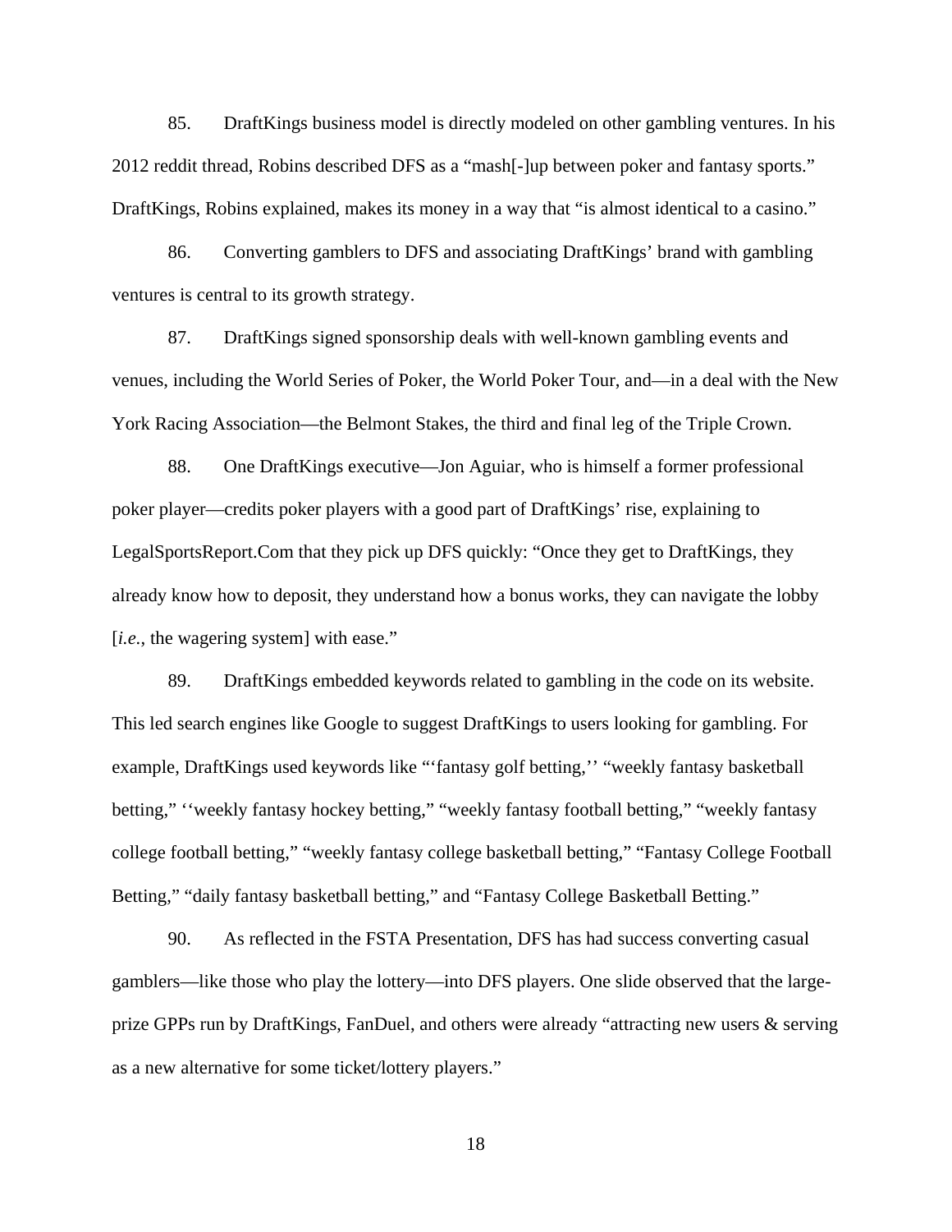85. DraftKings business model is directly modeled on other gambling ventures. In his 2012 reddit thread, Robins described DFS as a "mash[-]up between poker and fantasy sports." DraftKings, Robins explained, makes its money in a way that "is almost identical to a casino."

86. Converting gamblers to DFS and associating DraftKings' brand with gambling ventures is central to its growth strategy.

87. DraftKings signed sponsorship deals with well-known gambling events and venues, including the World Series of Poker, the World Poker Tour, and—in a deal with the New York Racing Association—the Belmont Stakes, the third and final leg of the Triple Crown.

88. One DraftKings executive—Jon Aguiar, who is himself a former professional poker player—credits poker players with a good part of DraftKings' rise, explaining to LegalSportsReport.Com that they pick up DFS quickly: "Once they get to DraftKings, they already know how to deposit, they understand how a bonus works, they can navigate the lobby [*i.e.*, the wagering system] with ease."

89. DraftKings embedded keywords related to gambling in the code on its website. This led search engines like Google to suggest DraftKings to users looking for gambling. For example, DraftKings used keywords like "'fantasy golf betting,'' "weekly fantasy basketball betting," ''weekly fantasy hockey betting," "weekly fantasy football betting," "weekly fantasy college football betting," "weekly fantasy college basketball betting," "Fantasy College Football Betting," "daily fantasy basketball betting," and "Fantasy College Basketball Betting."

90. As reflected in the FSTA Presentation, DFS has had success converting casual gamblers—like those who play the lottery—into DFS players. One slide observed that the large-prize GPPs run by DraftKings, FanDuel, and others were already "attracting new users & serving as a new alternative for some ticket/lottery players."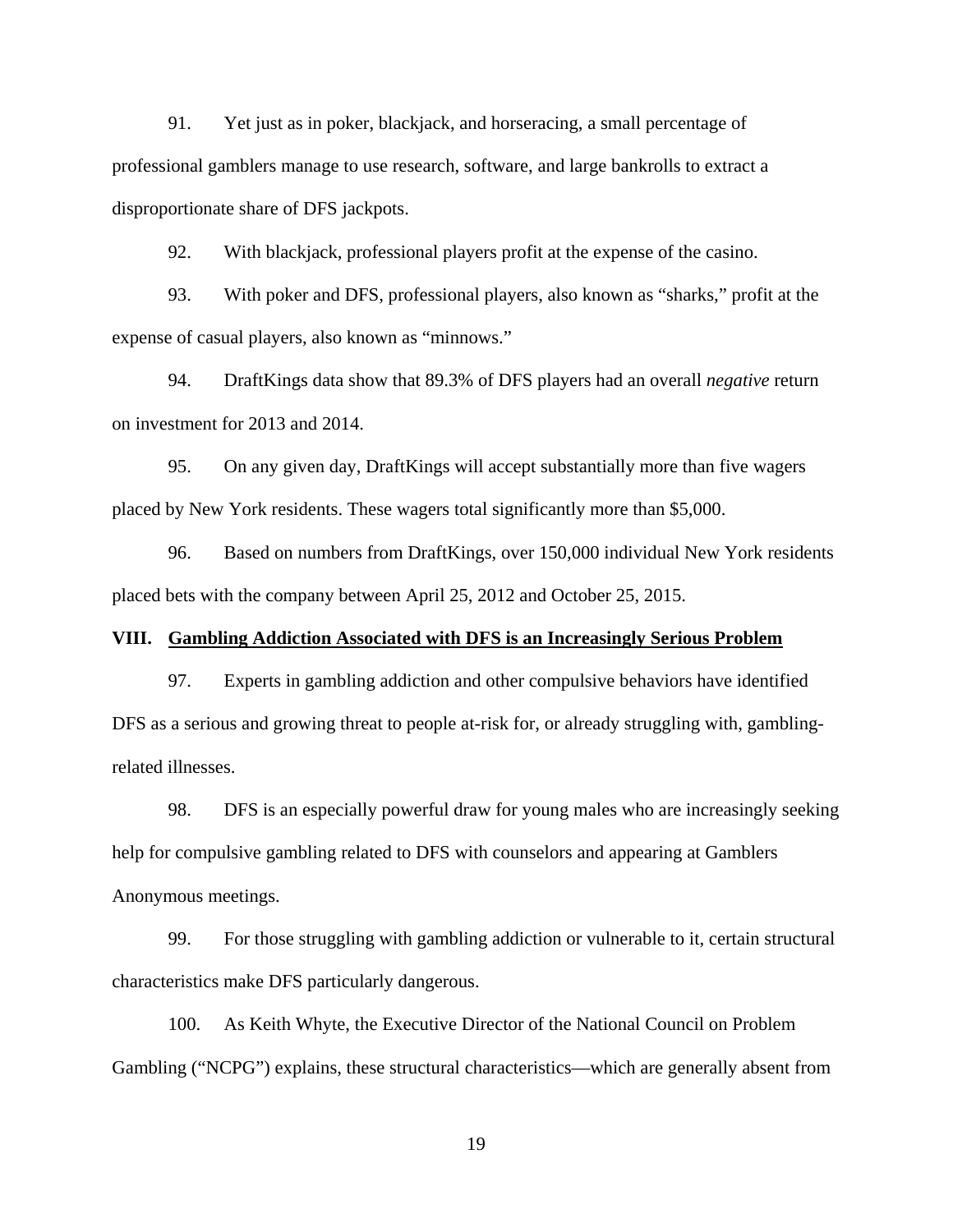91. Yet just as in poker, blackjack, and horseracing, a small percentage of professional gamblers manage to use research, software, and large bankrolls to extract a disproportionate share of DFS jackpots.

92. With blackjack, professional players profit at the expense of the casino.

93. With poker and DFS, professional players, also known as "sharks," profit at the expense of casual players, also known as "minnows."

94. DraftKings data show that 89.3% of DFS players had an overall *negative* return on investment for 2013 and 2014.

95. On any given day, DraftKings will accept substantially more than five wagers placed by New York residents. These wagers total significantly more than $5,000.

96. Based on numbers from DraftKings, over 150,000 individual New York residents placed bets with the company between April 25, 2012 and October 25, 2015.

## VIII. <u>Gambling Addiction Associated with DFS is an Increasingly Serious Problem</u>

97. Experts in gambling addiction and other compulsive behaviors have identified DFS as a serious and growing threat to people at-risk for, or already struggling with, gambling-related illnesses.

98. DFS is an especially powerful draw for young males who are increasingly seeking help for compulsive gambling related to DFS with counselors and appearing at Gamblers Anonymous meetings.

99. For those struggling with gambling addiction or vulnerable to it, certain structural characteristics make DFS particularly dangerous.

100. As Keith Whyte, the Executive Director of the National Council on Problem Gambling ("NCPG") explains, these structural characteristics—which are generally absent from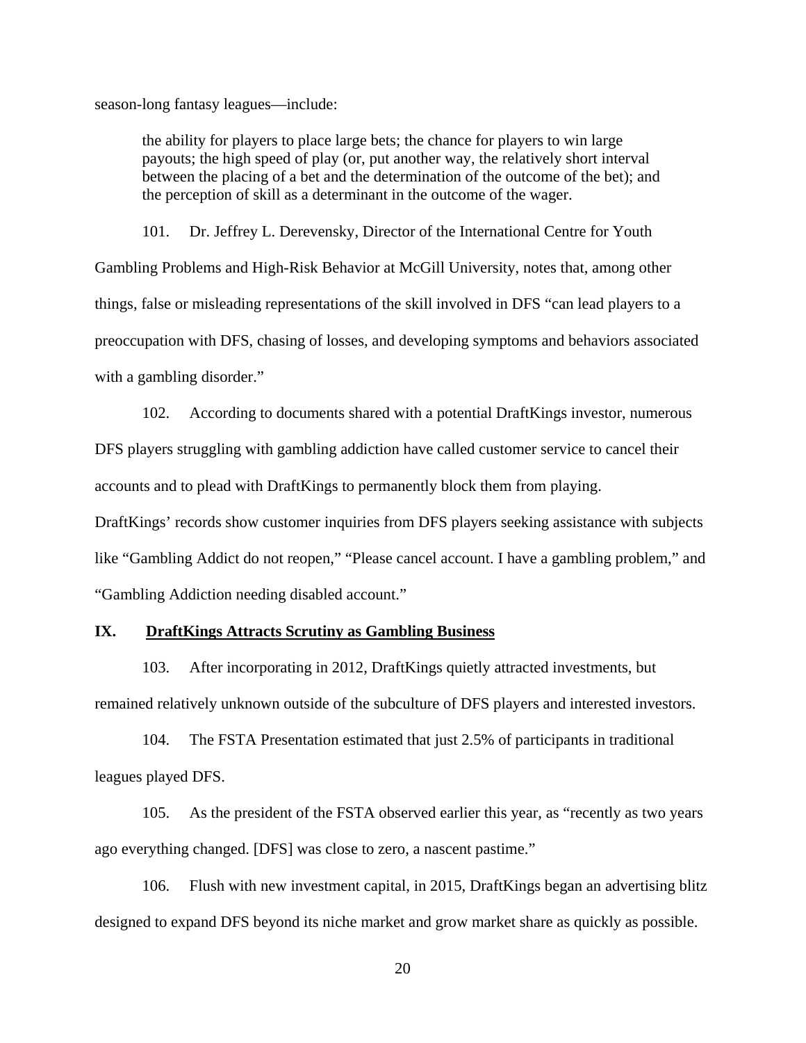season-long fantasy leagues—include:

> the ability for players to place large bets; the chance for players to win large payouts; the high speed of play (or, put another way, the relatively short interval between the placing of a bet and the determination of the outcome of the bet); and the perception of skill as a determinant in the outcome of the wager.

101. Dr. Jeffrey L. Derevensky, Director of the International Centre for Youth Gambling Problems and High-Risk Behavior at McGill University, notes that, among other things, false or misleading representations of the skill involved in DFS "can lead players to a preoccupation with DFS, chasing of losses, and developing symptoms and behaviors associated with a gambling disorder."

102. According to documents shared with a potential DraftKings investor, numerous DFS players struggling with gambling addiction have called customer service to cancel their accounts and to plead with DraftKings to permanently block them from playing. DraftKings' records show customer inquiries from DFS players seeking assistance with subjects like "Gambling Addict do not reopen," "Please cancel account. I have a gambling problem," and "Gambling Addiction needing disabled account."

## IX. DraftKings Attracts Scrutiny as Gambling Business

103. After incorporating in 2012, DraftKings quietly attracted investments, but remained relatively unknown outside of the subculture of DFS players and interested investors.

104. The FSTA Presentation estimated that just 2.5% of participants in traditional leagues played DFS.

105. As the president of the FSTA observed earlier this year, as "recently as two years ago everything changed. [DFS] was close to zero, a nascent pastime."

106. Flush with new investment capital, in 2015, DraftKings began an advertising blitz designed to expand DFS beyond its niche market and grow market share as quickly as possible.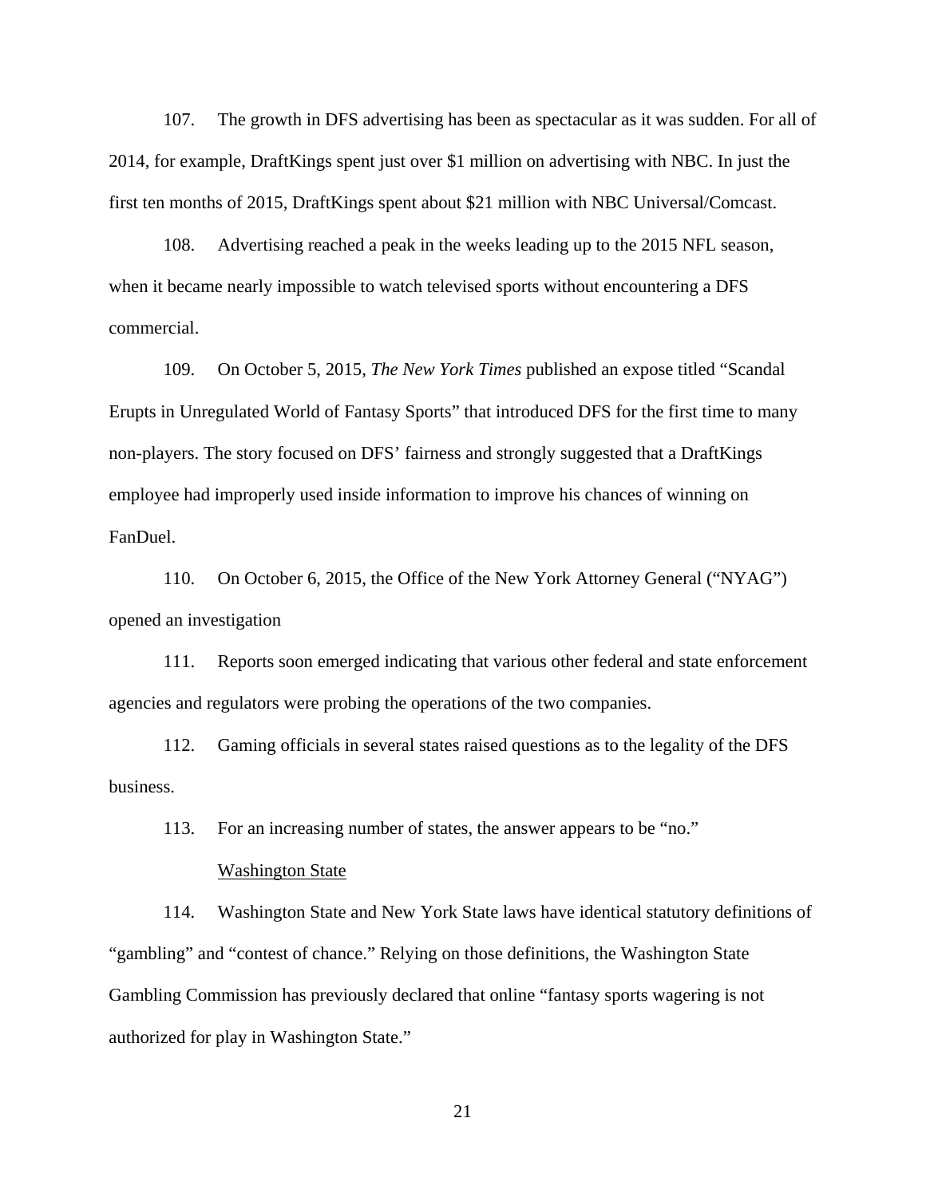107. The growth in DFS advertising has been as spectacular as it was sudden. For all of 2014, for example, DraftKings spent just over $1 million on advertising with NBC. In just the first ten months of 2015, DraftKings spent about $21 million with NBC Universal/Comcast.

108. Advertising reached a peak in the weeks leading up to the 2015 NFL season, when it became nearly impossible to watch televised sports without encountering a DFS commercial.

109. On October 5, 2015, *The New York Times* published an expose titled "Scandal Erupts in Unregulated World of Fantasy Sports" that introduced DFS for the first time to many non-players. The story focused on DFS' fairness and strongly suggested that a DraftKings employee had improperly used inside information to improve his chances of winning on FanDuel.

110. On October 6, 2015, the Office of the New York Attorney General ("NYAG") opened an investigation

111. Reports soon emerged indicating that various other federal and state enforcement agencies and regulators were probing the operations of the two companies.

112. Gaming officials in several states raised questions as to the legality of the DFS business.

113. For an increasing number of states, the answer appears to be "no."

<u>Washington State</u>

114. Washington State and New York State laws have identical statutory definitions of "gambling" and "contest of chance." Relying on those definitions, the Washington State Gambling Commission has previously declared that online "fantasy sports wagering is not authorized for play in Washington State."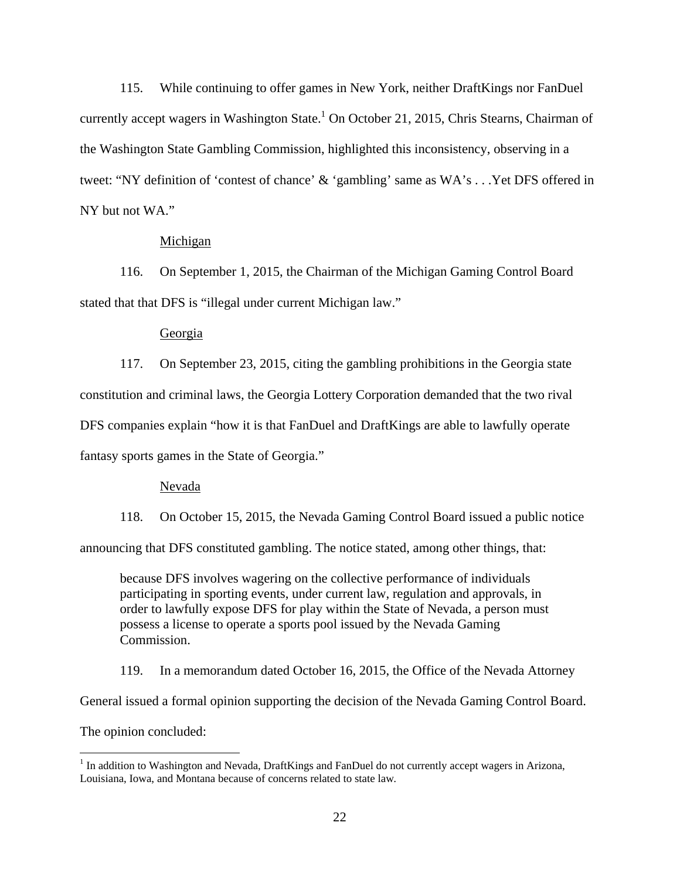115. While continuing to offer games in New York, neither DraftKings nor FanDuel currently accept wagers in Washington State.[1] On October 21, 2015, Chris Stearns, Chairman of the Washington State Gambling Commission, highlighted this inconsistency, observing in a tweet: "NY definition of 'contest of chance' & 'gambling' same as WA's . . .Yet DFS offered in NY but not WA."

<u>Michigan</u>

116. On September 1, 2015, the Chairman of the Michigan Gaming Control Board stated that that DFS is "illegal under current Michigan law."

<u>Georgia</u>

117. On September 23, 2015, citing the gambling prohibitions in the Georgia state constitution and criminal laws, the Georgia Lottery Corporation demanded that the two rival DFS companies explain "how it is that FanDuel and DraftKings are able to lawfully operate fantasy sports games in the State of Georgia."

<u>Nevada</u>

118. On October 15, 2015, the Nevada Gaming Control Board issued a public notice announcing that DFS constituted gambling. The notice stated, among other things, that:

> because DFS involves wagering on the collective performance of individuals participating in sporting events, under current law, regulation and approvals, in order to lawfully expose DFS for play within the State of Nevada, a person must possess a license to operate a sports pool issued by the Nevada Gaming Commission.

119. In a memorandum dated October 16, 2015, the Office of the Nevada Attorney General issued a formal opinion supporting the decision of the Nevada Gaming Control Board. The opinion concluded:

---

[1] In addition to Washington and Nevada, DraftKings and FanDuel do not currently accept wagers in Arizona, Louisiana, Iowa, and Montana because of concerns related to state law.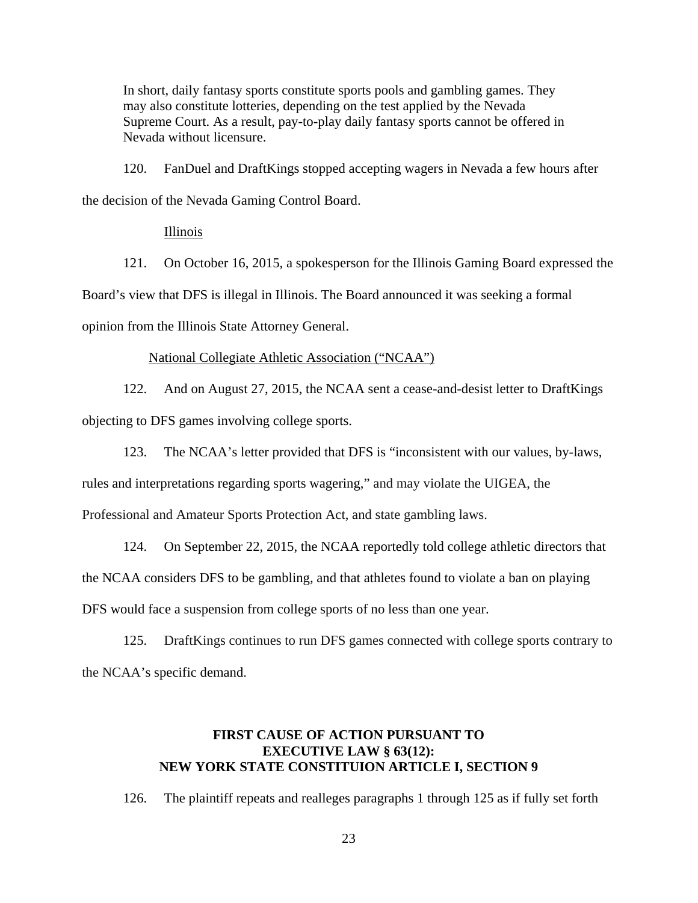> In short, daily fantasy sports constitute sports pools and gambling games. They may also constitute lotteries, depending on the test applied by the Nevada Supreme Court. As a result, pay-to-play daily fantasy sports cannot be offered in Nevada without licensure.

120. FanDuel and DraftKings stopped accepting wagers in Nevada a few hours after the decision of the Nevada Gaming Control Board.

<u>Illinois</u>

121. On October 16, 2015, a spokesperson for the Illinois Gaming Board expressed the Board's view that DFS is illegal in Illinois. The Board announced it was seeking a formal opinion from the Illinois State Attorney General.

<u>National Collegiate Athletic Association ("NCAA")</u>

122. And on August 27, 2015, the NCAA sent a cease-and-desist letter to DraftKings objecting to DFS games involving college sports.

123. The NCAA's letter provided that DFS is "inconsistent with our values, by-laws, rules and interpretations regarding sports wagering," and may violate the UIGEA, the Professional and Amateur Sports Protection Act, and state gambling laws.

124. On September 22, 2015, the NCAA reportedly told college athletic directors that the NCAA considers DFS to be gambling, and that athletes found to violate a ban on playing DFS would face a suspension from college sports of no less than one year.

125. DraftKings continues to run DFS games connected with college sports contrary to the NCAA's specific demand.

## FIRST CAUSE OF ACTION PURSUANT TO EXECUTIVE LAW § 63(12): NEW YORK STATE CONSTITUION ARTICLE I, SECTION 9

126. The plaintiff repeats and realleges paragraphs 1 through 125 as if fully set forth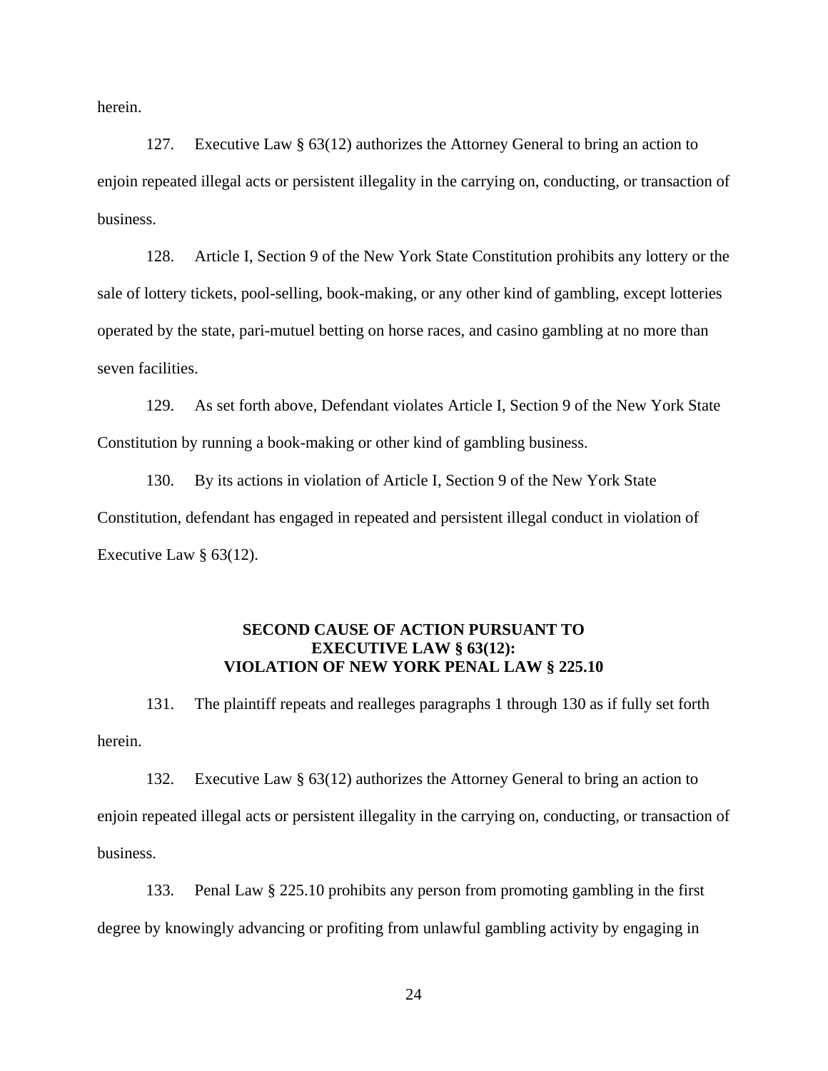herein.

127. Executive Law § 63(12) authorizes the Attorney General to bring an action to enjoin repeated illegal acts or persistent illegality in the carrying on, conducting, or transaction of business.

128. Article I, Section 9 of the New York State Constitution prohibits any lottery or the sale of lottery tickets, pool-selling, book-making, or any other kind of gambling, except lotteries operated by the state, pari-mutuel betting on horse races, and casino gambling at no more than seven facilities.

129. As set forth above, Defendant violates Article I, Section 9 of the New York State Constitution by running a book-making or other kind of gambling business.

130. By its actions in violation of Article I, Section 9 of the New York State Constitution, defendant has engaged in repeated and persistent illegal conduct in violation of Executive Law § 63(12).

**SECOND CAUSE OF ACTION PURSUANT TO EXECUTIVE LAW § 63(12): VIOLATION OF NEW YORK PENAL LAW § 225.10**

131. The plaintiff repeats and realleges paragraphs 1 through 130 as if fully set forth herein.

132. Executive Law § 63(12) authorizes the Attorney General to bring an action to enjoin repeated illegal acts or persistent illegality in the carrying on, conducting, or transaction of business.

133. Penal Law § 225.10 prohibits any person from promoting gambling in the first degree by knowingly advancing or profiting from unlawful gambling activity by engaging in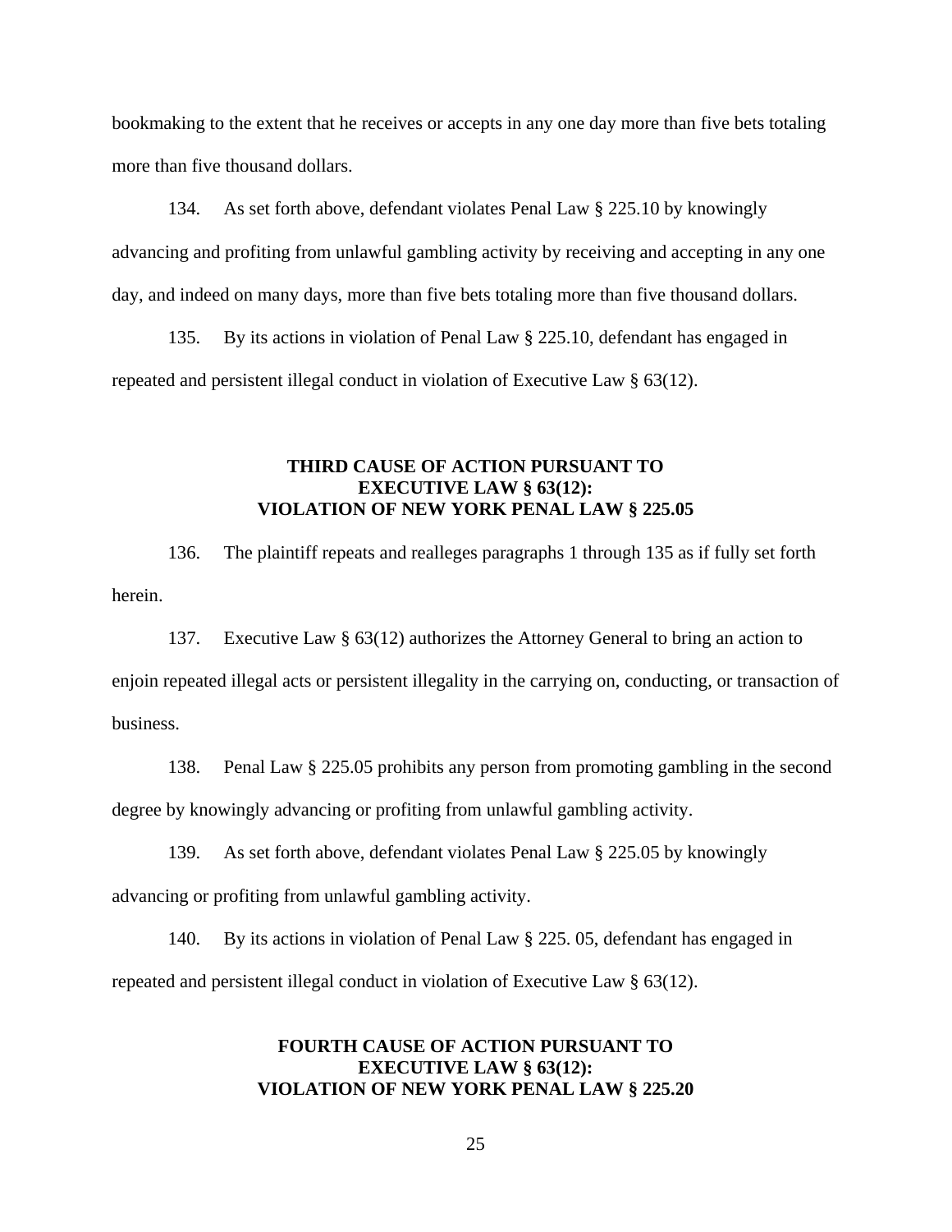bookmaking to the extent that he receives or accepts in any one day more than five bets totaling more than five thousand dollars.

134. As set forth above, defendant violates Penal Law § 225.10 by knowingly advancing and profiting from unlawful gambling activity by receiving and accepting in any one day, and indeed on many days, more than five bets totaling more than five thousand dollars.

135. By its actions in violation of Penal Law § 225.10, defendant has engaged in repeated and persistent illegal conduct in violation of Executive Law § 63(12).

### THIRD CAUSE OF ACTION PURSUANT TO EXECUTIVE LAW § 63(12): VIOLATION OF NEW YORK PENAL LAW § 225.05

136. The plaintiff repeats and realleges paragraphs 1 through 135 as if fully set forth herein.

137. Executive Law § 63(12) authorizes the Attorney General to bring an action to enjoin repeated illegal acts or persistent illegality in the carrying on, conducting, or transaction of business.

138. Penal Law § 225.05 prohibits any person from promoting gambling in the second degree by knowingly advancing or profiting from unlawful gambling activity.

139. As set forth above, defendant violates Penal Law § 225.05 by knowingly advancing or profiting from unlawful gambling activity.

140. By its actions in violation of Penal Law § 225. 05, defendant has engaged in repeated and persistent illegal conduct in violation of Executive Law § 63(12).

### FOURTH CAUSE OF ACTION PURSUANT TO EXECUTIVE LAW § 63(12): VIOLATION OF NEW YORK PENAL LAW § 225.20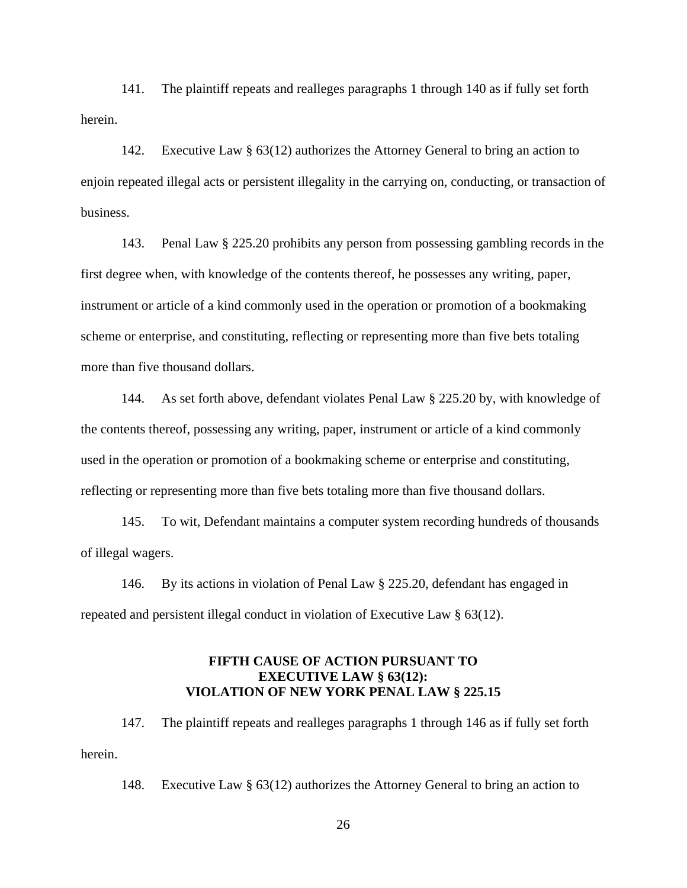141. The plaintiff repeats and realleges paragraphs 1 through 140 as if fully set forth herein.

142. Executive Law § 63(12) authorizes the Attorney General to bring an action to enjoin repeated illegal acts or persistent illegality in the carrying on, conducting, or transaction of business.

143. Penal Law § 225.20 prohibits any person from possessing gambling records in the first degree when, with knowledge of the contents thereof, he possesses any writing, paper, instrument or article of a kind commonly used in the operation or promotion of a bookmaking scheme or enterprise, and constituting, reflecting or representing more than five bets totaling more than five thousand dollars.

144. As set forth above, defendant violates Penal Law § 225.20 by, with knowledge of the contents thereof, possessing any writing, paper, instrument or article of a kind commonly used in the operation or promotion of a bookmaking scheme or enterprise and constituting, reflecting or representing more than five bets totaling more than five thousand dollars.

145. To wit, Defendant maintains a computer system recording hundreds of thousands of illegal wagers.

146. By its actions in violation of Penal Law § 225.20, defendant has engaged in repeated and persistent illegal conduct in violation of Executive Law § 63(12).

### FIFTH CAUSE OF ACTION PURSUANT TO EXECUTIVE LAW § 63(12): VIOLATION OF NEW YORK PENAL LAW § 225.15

147. The plaintiff repeats and realleges paragraphs 1 through 146 as if fully set forth herein.

148. Executive Law § 63(12) authorizes the Attorney General to bring an action to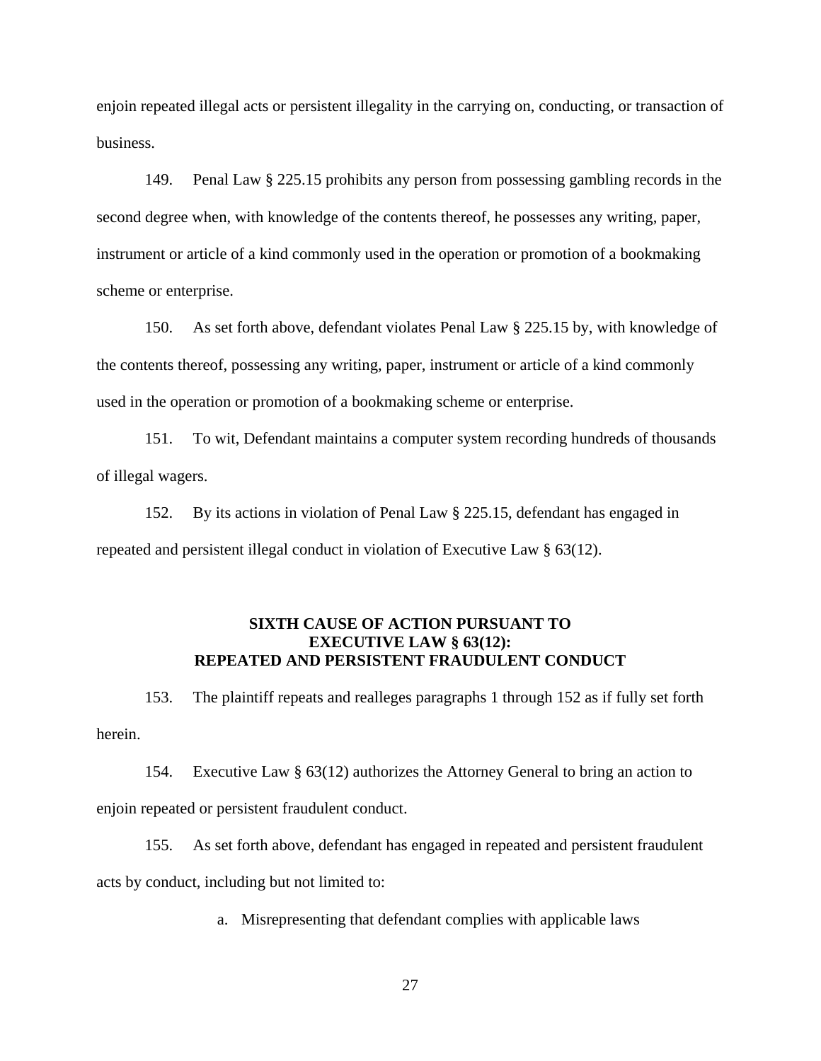enjoin repeated illegal acts or persistent illegality in the carrying on, conducting, or transaction of business.

149. Penal Law § 225.15 prohibits any person from possessing gambling records in the second degree when, with knowledge of the contents thereof, he possesses any writing, paper, instrument or article of a kind commonly used in the operation or promotion of a bookmaking scheme or enterprise.

150. As set forth above, defendant violates Penal Law § 225.15 by, with knowledge of the contents thereof, possessing any writing, paper, instrument or article of a kind commonly used in the operation or promotion of a bookmaking scheme or enterprise.

151. To wit, Defendant maintains a computer system recording hundreds of thousands of illegal wagers.

152. By its actions in violation of Penal Law § 225.15, defendant has engaged in repeated and persistent illegal conduct in violation of Executive Law § 63(12).

## SIXTH CAUSE OF ACTION PURSUANT TO EXECUTIVE LAW § 63(12): REPEATED AND PERSISTENT FRAUDULENT CONDUCT

153. The plaintiff repeats and realleges paragraphs 1 through 152 as if fully set forth herein.

154. Executive Law § 63(12) authorizes the Attorney General to bring an action to enjoin repeated or persistent fraudulent conduct.

155. As set forth above, defendant has engaged in repeated and persistent fraudulent acts by conduct, including but not limited to:

a. Misrepresenting that defendant complies with applicable laws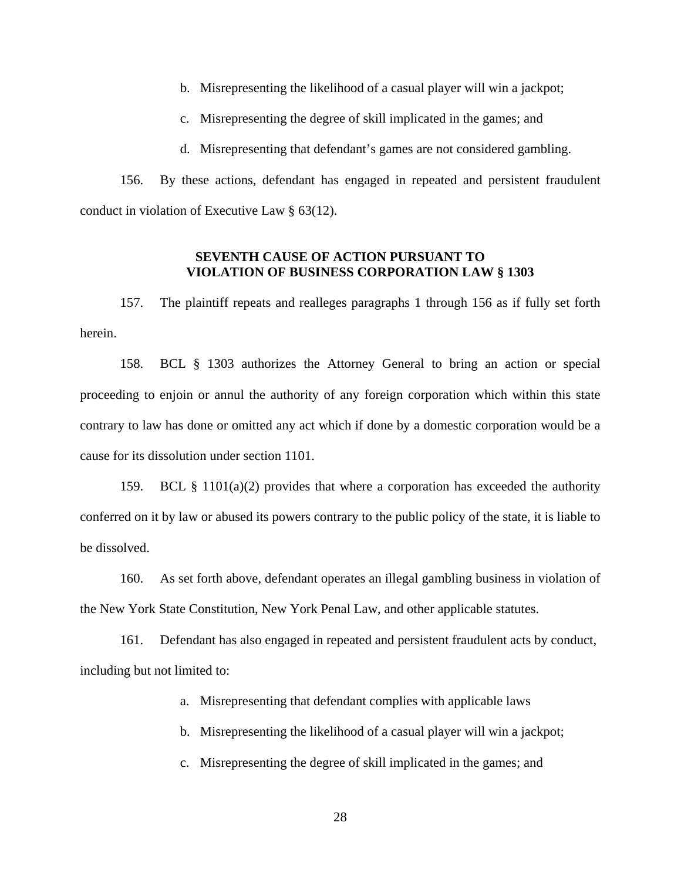b. Misrepresenting the likelihood of a casual player will win a jackpot;

c. Misrepresenting the degree of skill implicated in the games; and

d. Misrepresenting that defendant's games are not considered gambling.

156. By these actions, defendant has engaged in repeated and persistent fraudulent conduct in violation of Executive Law § 63(12).

**SEVENTH CAUSE OF ACTION PURSUANT TO VIOLATION OF BUSINESS CORPORATION LAW § 1303**

157. The plaintiff repeats and realleges paragraphs 1 through 156 as if fully set forth herein.

158. BCL § 1303 authorizes the Attorney General to bring an action or special proceeding to enjoin or annul the authority of any foreign corporation which within this state contrary to law has done or omitted any act which if done by a domestic corporation would be a cause for its dissolution under section 1101.

159. BCL § 1101(a)(2) provides that where a corporation has exceeded the authority conferred on it by law or abused its powers contrary to the public policy of the state, it is liable to be dissolved.

160. As set forth above, defendant operates an illegal gambling business in violation of the New York State Constitution, New York Penal Law, and other applicable statutes.

161. Defendant has also engaged in repeated and persistent fraudulent acts by conduct, including but not limited to:

a. Misrepresenting that defendant complies with applicable laws

b. Misrepresenting the likelihood of a casual player will win a jackpot;

c. Misrepresenting the degree of skill implicated in the games; and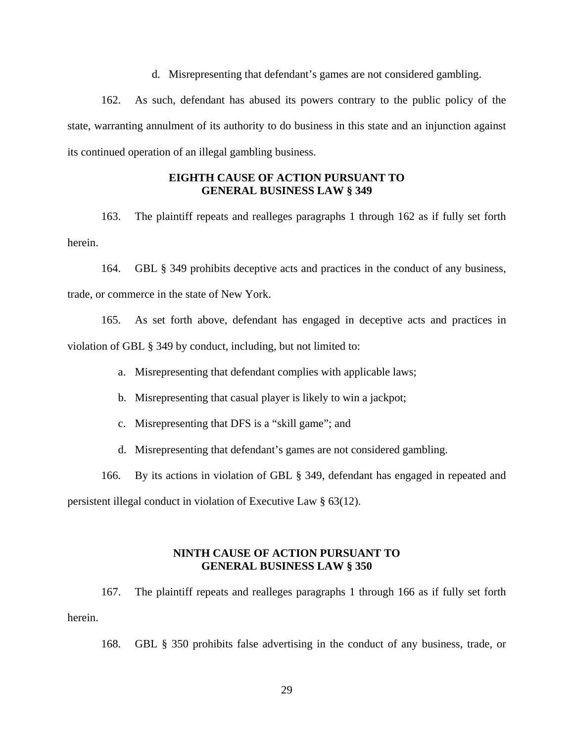d. Misrepresenting that defendant's games are not considered gambling.

162. As such, defendant has abused its powers contrary to the public policy of the state, warranting annulment of its authority to do business in this state and an injunction against its continued operation of an illegal gambling business.

**EIGHTH CAUSE OF ACTION PURSUANT TO GENERAL BUSINESS LAW § 349**

163. The plaintiff repeats and realleges paragraphs 1 through 162 as if fully set forth herein.

164. GBL § 349 prohibits deceptive acts and practices in the conduct of any business, trade, or commerce in the state of New York.

165. As set forth above, defendant has engaged in deceptive acts and practices in violation of GBL § 349 by conduct, including, but not limited to:

a. Misrepresenting that defendant complies with applicable laws;

b. Misrepresenting that casual player is likely to win a jackpot;

c. Misrepresenting that DFS is a "skill game"; and

d. Misrepresenting that defendant's games are not considered gambling.

166. By its actions in violation of GBL § 349, defendant has engaged in repeated and persistent illegal conduct in violation of Executive Law § 63(12).

**NINTH CAUSE OF ACTION PURSUANT TO GENERAL BUSINESS LAW § 350**

167. The plaintiff repeats and realleges paragraphs 1 through 166 as if fully set forth herein.

168. GBL § 350 prohibits false advertising in the conduct of any business, trade, or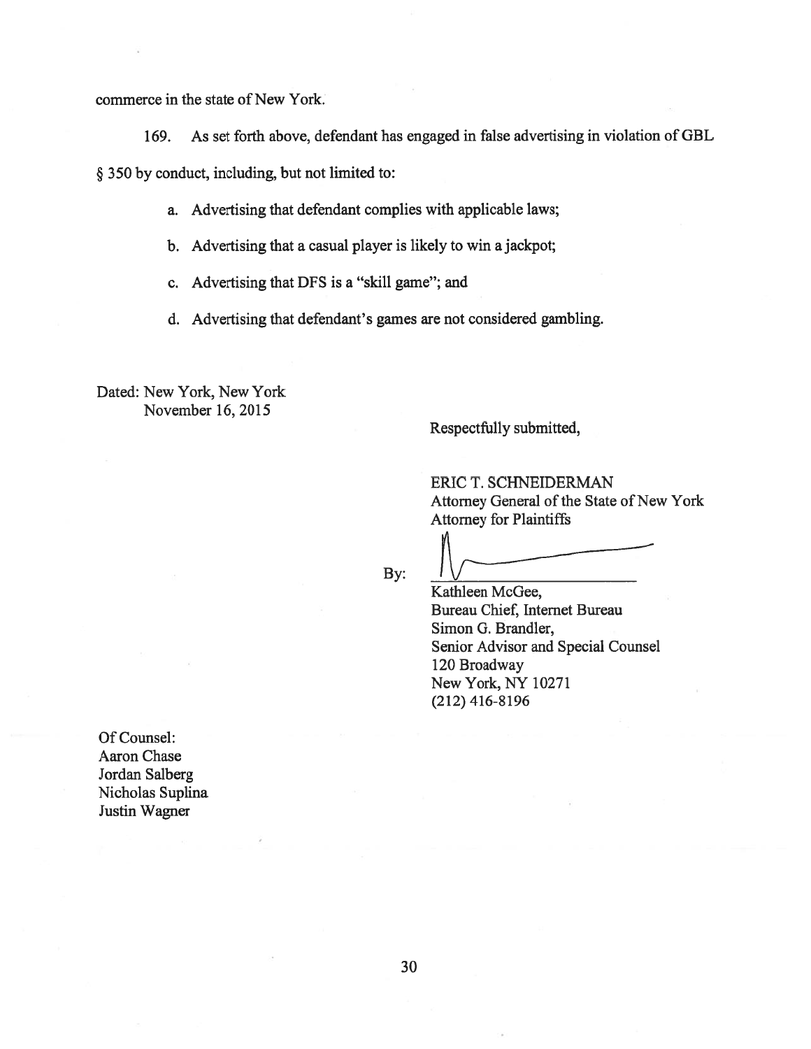commerce in the state of New York.

169. As set forth above, defendant has engaged in false advertising in violation of GBL § 350 by conduct, including, but not limited to:

a. Advertising that defendant complies with applicable laws;

b. Advertising that a casual player is likely to win a jackpot;

c. Advertising that DFS is a "skill game"; and

d. Advertising that defendant's games are not considered gambling.

Dated: New York, New York
November 16, 2015

Respectfully submitted,

ERIC T. SCHNEIDERMAN
Attorney General of the State of New York
Attorney for Plaintiffs

By: ______________________

Kathleen McGee,
Bureau Chief, Internet Bureau
Simon G. Brandler,
Senior Advisor and Special Counsel
120 Broadway
New York, NY 10271
(212) 416-8196

Of Counsel:
Aaron Chase
Jordan Salberg
Nicholas Suplina
Justin Wagner